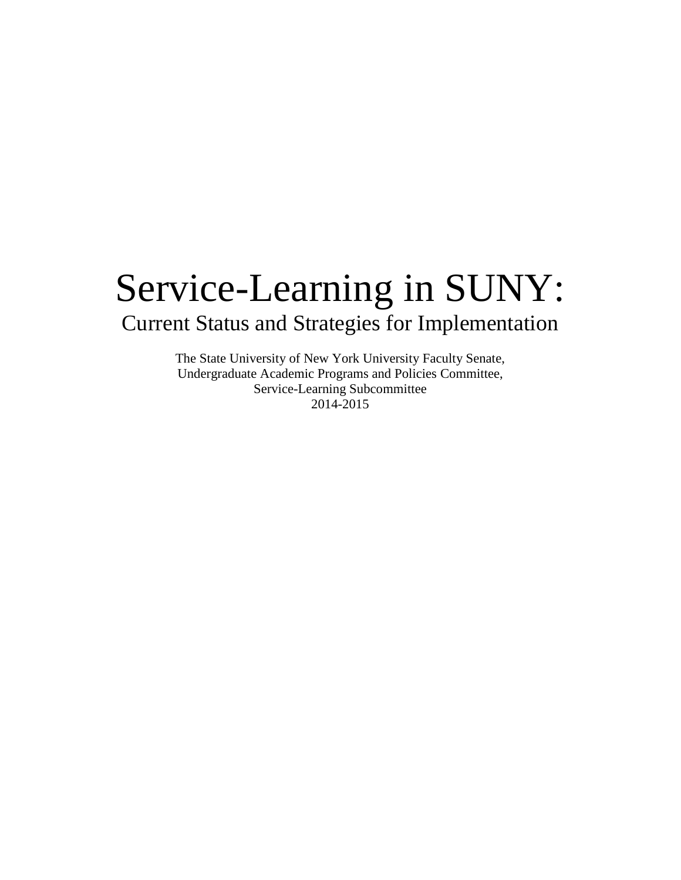# Service-Learning in SUNY:

## Current Status and Strategies for Implementation

The State University of New York University Faculty Senate,
Undergraduate Academic Programs and Policies Committee,
Service-Learning Subcommittee
2014-2015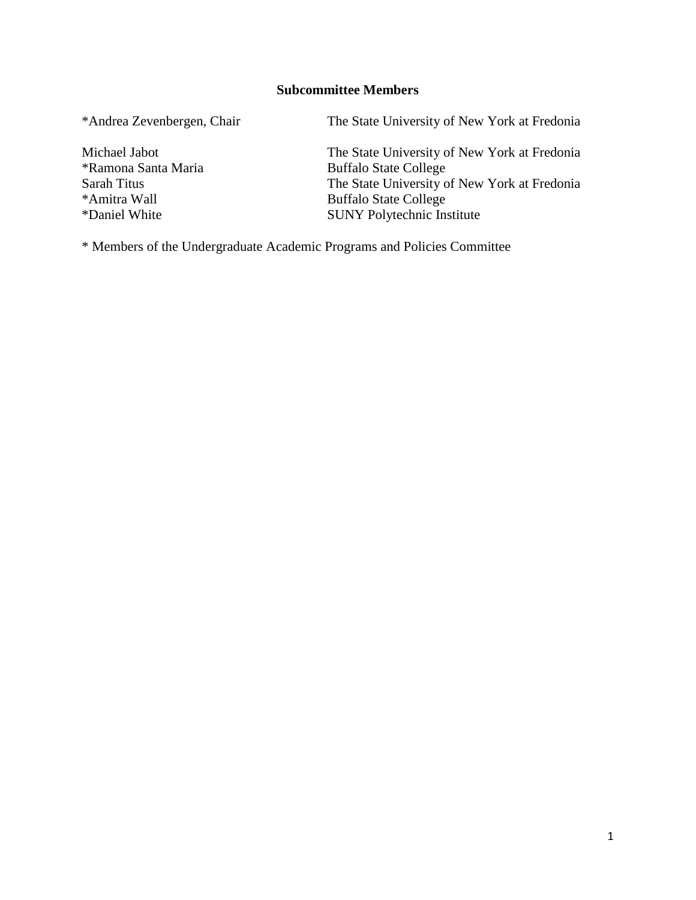## Subcommittee Members

| | |
|---|---|
| *Andrea Zevenbergen, Chair | The State University of New York at Fredonia |
| Michael Jabot | The State University of New York at Fredonia |
| *Ramona Santa Maria | Buffalo State College |
| Sarah Titus | The State University of New York at Fredonia |
| *Amitra Wall | Buffalo State College |
| *Daniel White | SUNY Polytechnic Institute |

* Members of the Undergraduate Academic Programs and Policies Committee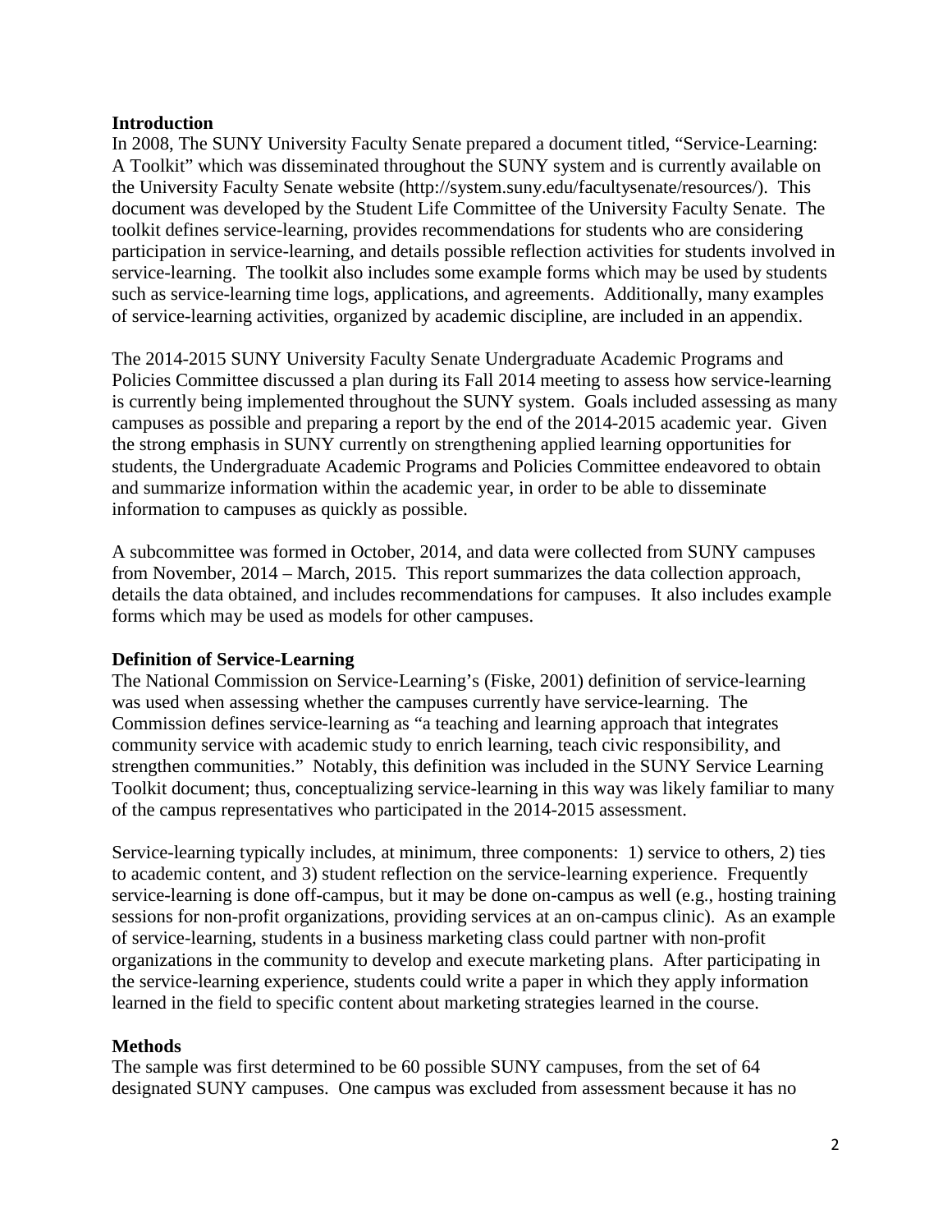## Introduction

In 2008, The SUNY University Faculty Senate prepared a document titled, "Service-Learning: A Toolkit" which was disseminated throughout the SUNY system and is currently available on the University Faculty Senate website (http://system.suny.edu/facultysenate/resources/). This document was developed by the Student Life Committee of the University Faculty Senate. The toolkit defines service-learning, provides recommendations for students who are considering participation in service-learning, and details possible reflection activities for students involved in service-learning. The toolkit also includes some example forms which may be used by students such as service-learning time logs, applications, and agreements. Additionally, many examples of service-learning activities, organized by academic discipline, are included in an appendix.

The 2014-2015 SUNY University Faculty Senate Undergraduate Academic Programs and Policies Committee discussed a plan during its Fall 2014 meeting to assess how service-learning is currently being implemented throughout the SUNY system. Goals included assessing as many campuses as possible and preparing a report by the end of the 2014-2015 academic year. Given the strong emphasis in SUNY currently on strengthening applied learning opportunities for students, the Undergraduate Academic Programs and Policies Committee endeavored to obtain and summarize information within the academic year, in order to be able to disseminate information to campuses as quickly as possible.

A subcommittee was formed in October, 2014, and data were collected from SUNY campuses from November, 2014 – March, 2015. This report summarizes the data collection approach, details the data obtained, and includes recommendations for campuses. It also includes example forms which may be used as models for other campuses.

## Definition of Service-Learning

The National Commission on Service-Learning's (Fiske, 2001) definition of service-learning was used when assessing whether the campuses currently have service-learning. The Commission defines service-learning as "a teaching and learning approach that integrates community service with academic study to enrich learning, teach civic responsibility, and strengthen communities." Notably, this definition was included in the SUNY Service Learning Toolkit document; thus, conceptualizing service-learning in this way was likely familiar to many of the campus representatives who participated in the 2014-2015 assessment.

Service-learning typically includes, at minimum, three components: 1) service to others, 2) ties to academic content, and 3) student reflection on the service-learning experience. Frequently service-learning is done off-campus, but it may be done on-campus as well (e.g., hosting training sessions for non-profit organizations, providing services at an on-campus clinic). As an example of service-learning, students in a business marketing class could partner with non-profit organizations in the community to develop and execute marketing plans. After participating in the service-learning experience, students could write a paper in which they apply information learned in the field to specific content about marketing strategies learned in the course.

## Methods

The sample was first determined to be 60 possible SUNY campuses, from the set of 64 designated SUNY campuses. One campus was excluded from assessment because it has no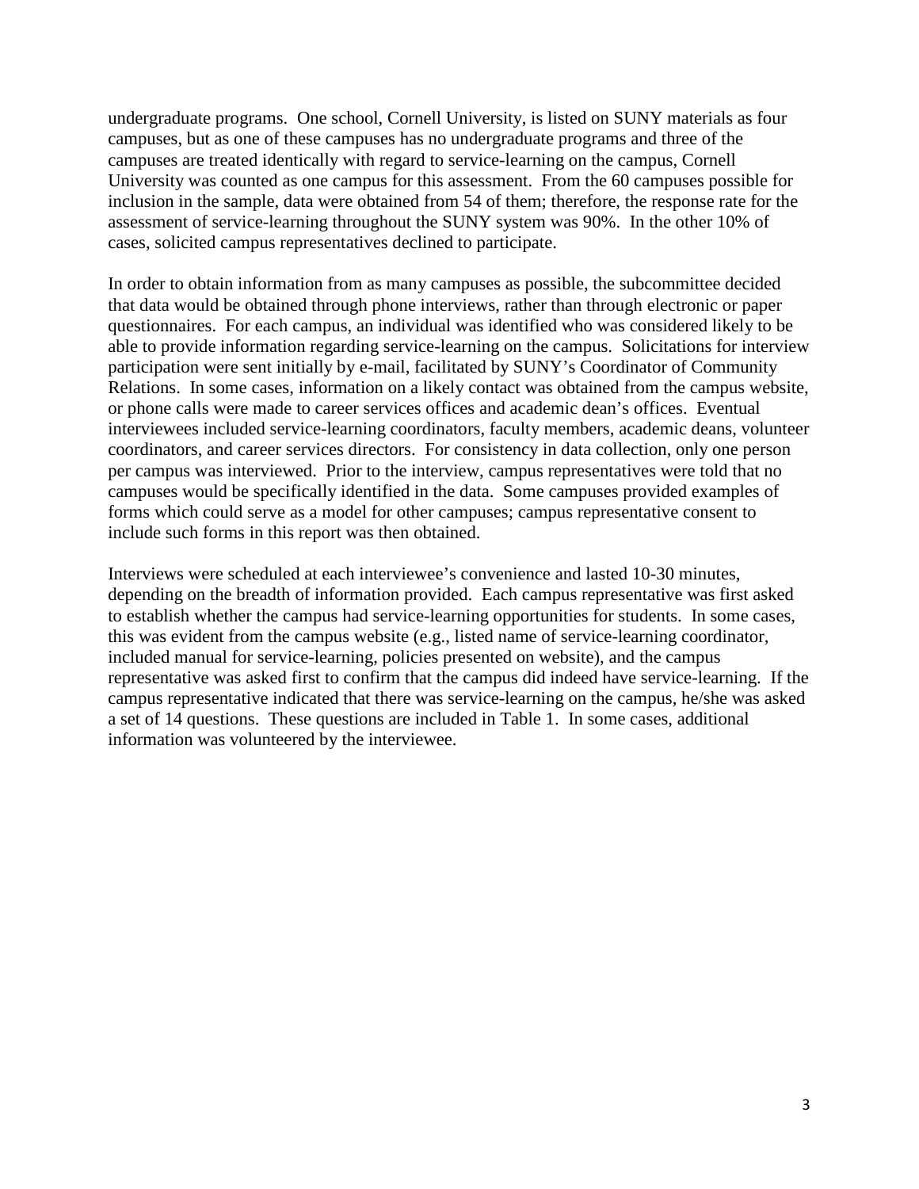undergraduate programs. One school, Cornell University, is listed on SUNY materials as four campuses, but as one of these campuses has no undergraduate programs and three of the campuses are treated identically with regard to service-learning on the campus, Cornell University was counted as one campus for this assessment. From the 60 campuses possible for inclusion in the sample, data were obtained from 54 of them; therefore, the response rate for the assessment of service-learning throughout the SUNY system was 90%. In the other 10% of cases, solicited campus representatives declined to participate.

In order to obtain information from as many campuses as possible, the subcommittee decided that data would be obtained through phone interviews, rather than through electronic or paper questionnaires. For each campus, an individual was identified who was considered likely to be able to provide information regarding service-learning on the campus. Solicitations for interview participation were sent initially by e-mail, facilitated by SUNY's Coordinator of Community Relations. In some cases, information on a likely contact was obtained from the campus website, or phone calls were made to career services offices and academic dean's offices. Eventual interviewees included service-learning coordinators, faculty members, academic deans, volunteer coordinators, and career services directors. For consistency in data collection, only one person per campus was interviewed. Prior to the interview, campus representatives were told that no campuses would be specifically identified in the data. Some campuses provided examples of forms which could serve as a model for other campuses; campus representative consent to include such forms in this report was then obtained.

Interviews were scheduled at each interviewee's convenience and lasted 10-30 minutes, depending on the breadth of information provided. Each campus representative was first asked to establish whether the campus had service-learning opportunities for students. In some cases, this was evident from the campus website (e.g., listed name of service-learning coordinator, included manual for service-learning, policies presented on website), and the campus representative was asked first to confirm that the campus did indeed have service-learning. If the campus representative indicated that there was service-learning on the campus, he/she was asked a set of 14 questions. These questions are included in Table 1. In some cases, additional information was volunteered by the interviewee.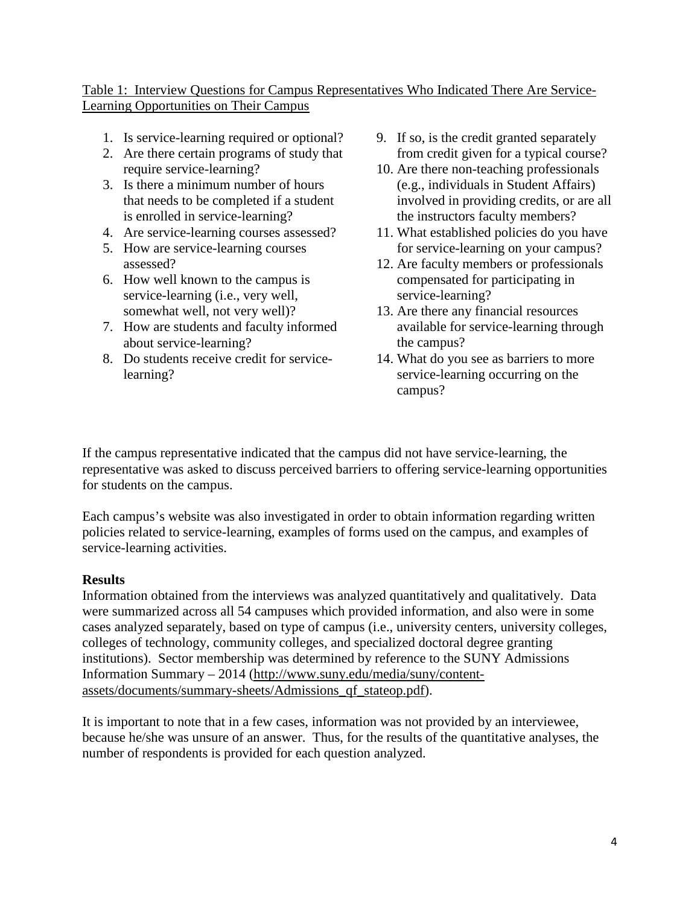Table 1: Interview Questions for Campus Representatives Who Indicated There Are Service-Learning Opportunities on Their Campus

1. Is service-learning required or optional?
2. Are there certain programs of study that require service-learning?
3. Is there a minimum number of hours that needs to be completed if a student is enrolled in service-learning?
4. Are service-learning courses assessed?
5. How are service-learning courses assessed?
6. How well known to the campus is service-learning (i.e., very well, somewhat well, not very well)?
7. How are students and faculty informed about service-learning?
8. Do students receive credit for service-learning?
9. If so, is the credit granted separately from credit given for a typical course?
10. Are there non-teaching professionals (e.g., individuals in Student Affairs) involved in providing credits, or are all the instructors faculty members?
11. What established policies do you have for service-learning on your campus?
12. Are faculty members or professionals compensated for participating in service-learning?
13. Are there any financial resources available for service-learning through the campus?
14. What do you see as barriers to more service-learning occurring on the campus?

If the campus representative indicated that the campus did not have service-learning, the representative was asked to discuss perceived barriers to offering service-learning opportunities for students on the campus.

Each campus's website was also investigated in order to obtain information regarding written policies related to service-learning, examples of forms used on the campus, and examples of service-learning activities.

**Results**

Information obtained from the interviews was analyzed quantitatively and qualitatively. Data were summarized across all 54 campuses which provided information, and also were in some cases analyzed separately, based on type of campus (i.e., university centers, university colleges, colleges of technology, community colleges, and specialized doctoral degree granting institutions). Sector membership was determined by reference to the SUNY Admissions Information Summary – 2014 (http://www.suny.edu/media/suny/content-assets/documents/summary-sheets/Admissions_qf_stateop.pdf).

It is important to note that in a few cases, information was not provided by an interviewee, because he/she was unsure of an answer. Thus, for the results of the quantitative analyses, the number of respondents is provided for each question analyzed.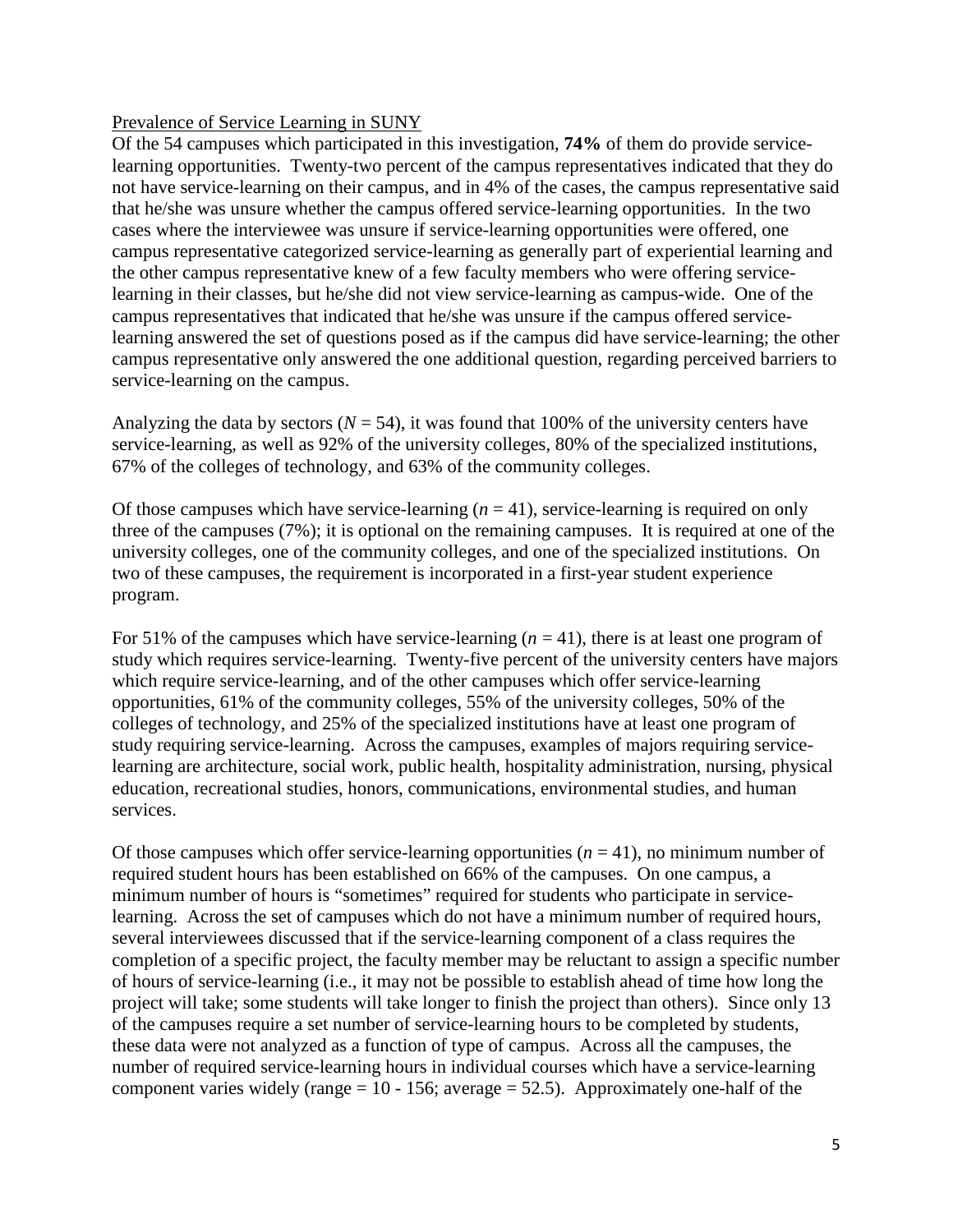Prevalence of Service Learning in SUNY

Of the 54 campuses which participated in this investigation, **74%** of them do provide service-learning opportunities. Twenty-two percent of the campus representatives indicated that they do not have service-learning on their campus, and in 4% of the cases, the campus representative said that he/she was unsure whether the campus offered service-learning opportunities. In the two cases where the interviewee was unsure if service-learning opportunities were offered, one campus representative categorized service-learning as generally part of experiential learning and the other campus representative knew of a few faculty members who were offering service-learning in their classes, but he/she did not view service-learning as campus-wide. One of the campus representatives that indicated that he/she was unsure if the campus offered service-learning answered the set of questions posed as if the campus did have service-learning; the other campus representative only answered the one additional question, regarding perceived barriers to service-learning on the campus.

Analyzing the data by sectors ($N = 54$), it was found that 100% of the university centers have service-learning, as well as 92% of the university colleges, 80% of the specialized institutions, 67% of the colleges of technology, and 63% of the community colleges.

Of those campuses which have service-learning ($n = 41$), service-learning is required on only three of the campuses (7%); it is optional on the remaining campuses. It is required at one of the university colleges, one of the community colleges, and one of the specialized institutions. On two of these campuses, the requirement is incorporated in a first-year student experience program.

For 51% of the campuses which have service-learning ($n = 41$), there is at least one program of study which requires service-learning. Twenty-five percent of the university centers have majors which require service-learning, and of the other campuses which offer service-learning opportunities, 61% of the community colleges, 55% of the university colleges, 50% of the colleges of technology, and 25% of the specialized institutions have at least one program of study requiring service-learning. Across the campuses, examples of majors requiring service-learning are architecture, social work, public health, hospitality administration, nursing, physical education, recreational studies, honors, communications, environmental studies, and human services.

Of those campuses which offer service-learning opportunities ($n = 41$), no minimum number of required student hours has been established on 66% of the campuses. On one campus, a minimum number of hours is "sometimes" required for students who participate in service-learning. Across the set of campuses which do not have a minimum number of required hours, several interviewees discussed that if the service-learning component of a class requires the completion of a specific project, the faculty member may be reluctant to assign a specific number of hours of service-learning (i.e., it may not be possible to establish ahead of time how long the project will take; some students will take longer to finish the project than others). Since only 13 of the campuses require a set number of service-learning hours to be completed by students, these data were not analyzed as a function of type of campus. Across all the campuses, the number of required service-learning hours in individual courses which have a service-learning component varies widely (range = 10 - 156; average = 52.5). Approximately one-half of the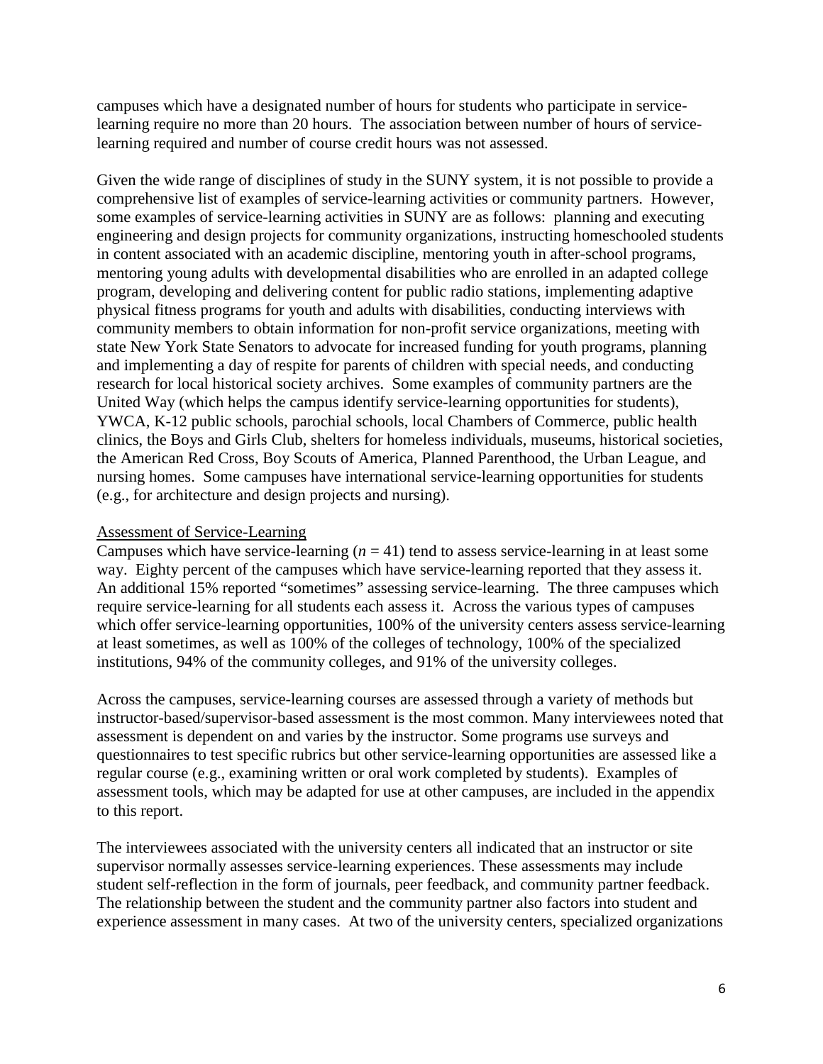campuses which have a designated number of hours for students who participate in service-learning require no more than 20 hours. The association between number of hours of service-learning required and number of course credit hours was not assessed.

Given the wide range of disciplines of study in the SUNY system, it is not possible to provide a comprehensive list of examples of service-learning activities or community partners. However, some examples of service-learning activities in SUNY are as follows: planning and executing engineering and design projects for community organizations, instructing homeschooled students in content associated with an academic discipline, mentoring youth in after-school programs, mentoring young adults with developmental disabilities who are enrolled in an adapted college program, developing and delivering content for public radio stations, implementing adaptive physical fitness programs for youth and adults with disabilities, conducting interviews with community members to obtain information for non-profit service organizations, meeting with state New York State Senators to advocate for increased funding for youth programs, planning and implementing a day of respite for parents of children with special needs, and conducting research for local historical society archives. Some examples of community partners are the United Way (which helps the campus identify service-learning opportunities for students), YWCA, K-12 public schools, parochial schools, local Chambers of Commerce, public health clinics, the Boys and Girls Club, shelters for homeless individuals, museums, historical societies, the American Red Cross, Boy Scouts of America, Planned Parenthood, the Urban League, and nursing homes. Some campuses have international service-learning opportunities for students (e.g., for architecture and design projects and nursing).

<u>Assessment of Service-Learning</u>

Campuses which have service-learning ($n = 41$) tend to assess service-learning in at least some way. Eighty percent of the campuses which have service-learning reported that they assess it. An additional 15% reported "sometimes" assessing service-learning. The three campuses which require service-learning for all students each assess it. Across the various types of campuses which offer service-learning opportunities, 100% of the university centers assess service-learning at least sometimes, as well as 100% of the colleges of technology, 100% of the specialized institutions, 94% of the community colleges, and 91% of the university colleges.

Across the campuses, service-learning courses are assessed through a variety of methods but instructor-based/supervisor-based assessment is the most common. Many interviewees noted that assessment is dependent on and varies by the instructor. Some programs use surveys and questionnaires to test specific rubrics but other service-learning opportunities are assessed like a regular course (e.g., examining written or oral work completed by students). Examples of assessment tools, which may be adapted for use at other campuses, are included in the appendix to this report.

The interviewees associated with the university centers all indicated that an instructor or site supervisor normally assesses service-learning experiences. These assessments may include student self-reflection in the form of journals, peer feedback, and community partner feedback. The relationship between the student and the community partner also factors into student and experience assessment in many cases. At two of the university centers, specialized organizations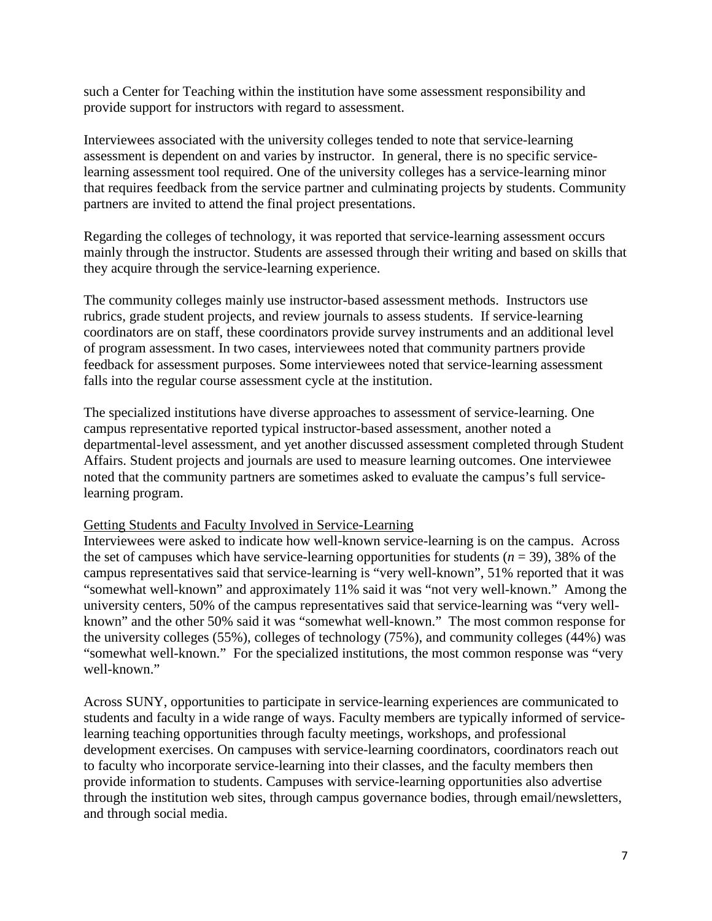such a Center for Teaching within the institution have some assessment responsibility and provide support for instructors with regard to assessment.

Interviewees associated with the university colleges tended to note that service-learning assessment is dependent on and varies by instructor. In general, there is no specific service-learning assessment tool required. One of the university colleges has a service-learning minor that requires feedback from the service partner and culminating projects by students. Community partners are invited to attend the final project presentations.

Regarding the colleges of technology, it was reported that service-learning assessment occurs mainly through the instructor. Students are assessed through their writing and based on skills that they acquire through the service-learning experience.

The community colleges mainly use instructor-based assessment methods. Instructors use rubrics, grade student projects, and review journals to assess students. If service-learning coordinators are on staff, these coordinators provide survey instruments and an additional level of program assessment. In two cases, interviewees noted that community partners provide feedback for assessment purposes. Some interviewees noted that service-learning assessment falls into the regular course assessment cycle at the institution.

The specialized institutions have diverse approaches to assessment of service-learning. One campus representative reported typical instructor-based assessment, another noted a departmental-level assessment, and yet another discussed assessment completed through Student Affairs. Student projects and journals are used to measure learning outcomes. One interviewee noted that the community partners are sometimes asked to evaluate the campus's full service-learning program.

<u>Getting Students and Faculty Involved in Service-Learning</u>

Interviewees were asked to indicate how well-known service-learning is on the campus. Across the set of campuses which have service-learning opportunities for students ($n = 39$), 38% of the campus representatives said that service-learning is "very well-known", 51% reported that it was "somewhat well-known" and approximately 11% said it was "not very well-known." Among the university centers, 50% of the campus representatives said that service-learning was "very well-known" and the other 50% said it was "somewhat well-known." The most common response for the university colleges (55%), colleges of technology (75%), and community colleges (44%) was "somewhat well-known." For the specialized institutions, the most common response was "very well-known."

Across SUNY, opportunities to participate in service-learning experiences are communicated to students and faculty in a wide range of ways. Faculty members are typically informed of service-learning teaching opportunities through faculty meetings, workshops, and professional development exercises. On campuses with service-learning coordinators, coordinators reach out to faculty who incorporate service-learning into their classes, and the faculty members then provide information to students. Campuses with service-learning opportunities also advertise through the institution web sites, through campus governance bodies, through email/newsletters, and through social media.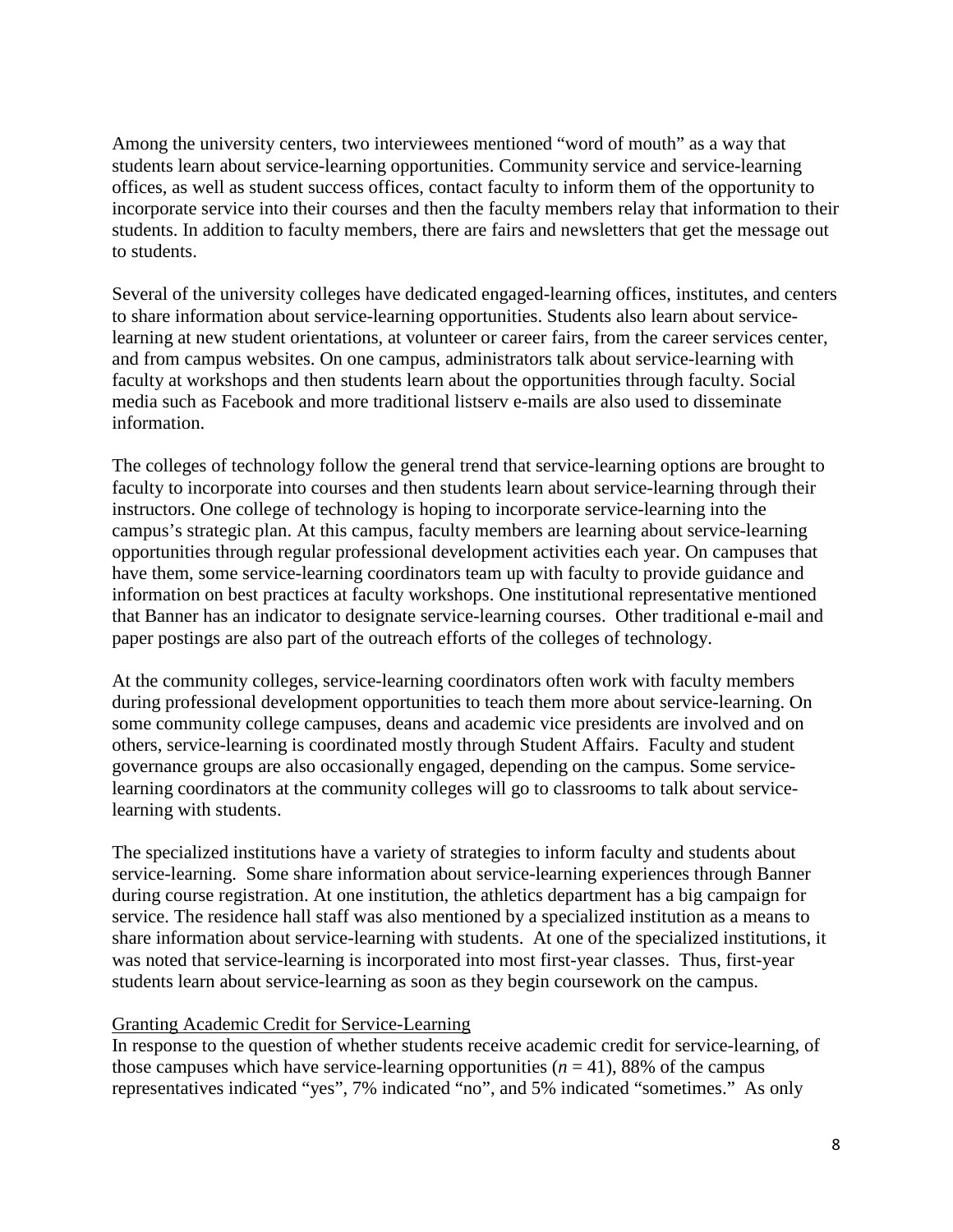Among the university centers, two interviewees mentioned "word of mouth" as a way that students learn about service-learning opportunities. Community service and service-learning offices, as well as student success offices, contact faculty to inform them of the opportunity to incorporate service into their courses and then the faculty members relay that information to their students. In addition to faculty members, there are fairs and newsletters that get the message out to students.

Several of the university colleges have dedicated engaged-learning offices, institutes, and centers to share information about service-learning opportunities. Students also learn about service-learning at new student orientations, at volunteer or career fairs, from the career services center, and from campus websites. On one campus, administrators talk about service-learning with faculty at workshops and then students learn about the opportunities through faculty. Social media such as Facebook and more traditional listserv e-mails are also used to disseminate information.

The colleges of technology follow the general trend that service-learning options are brought to faculty to incorporate into courses and then students learn about service-learning through their instructors. One college of technology is hoping to incorporate service-learning into the campus's strategic plan. At this campus, faculty members are learning about service-learning opportunities through regular professional development activities each year. On campuses that have them, some service-learning coordinators team up with faculty to provide guidance and information on best practices at faculty workshops. One institutional representative mentioned that Banner has an indicator to designate service-learning courses. Other traditional e-mail and paper postings are also part of the outreach efforts of the colleges of technology.

At the community colleges, service-learning coordinators often work with faculty members during professional development opportunities to teach them more about service-learning. On some community college campuses, deans and academic vice presidents are involved and on others, service-learning is coordinated mostly through Student Affairs. Faculty and student governance groups are also occasionally engaged, depending on the campus. Some service-learning coordinators at the community colleges will go to classrooms to talk about service-learning with students.

The specialized institutions have a variety of strategies to inform faculty and students about service-learning. Some share information about service-learning experiences through Banner during course registration. At one institution, the athletics department has a big campaign for service. The residence hall staff was also mentioned by a specialized institution as a means to share information about service-learning with students. At one of the specialized institutions, it was noted that service-learning is incorporated into most first-year classes. Thus, first-year students learn about service-learning as soon as they begin coursework on the campus.

<u>Granting Academic Credit for Service-Learning</u>

In response to the question of whether students receive academic credit for service-learning, of those campuses which have service-learning opportunities ($n$ = 41), 88% of the campus representatives indicated "yes", 7% indicated "no", and 5% indicated "sometimes." As only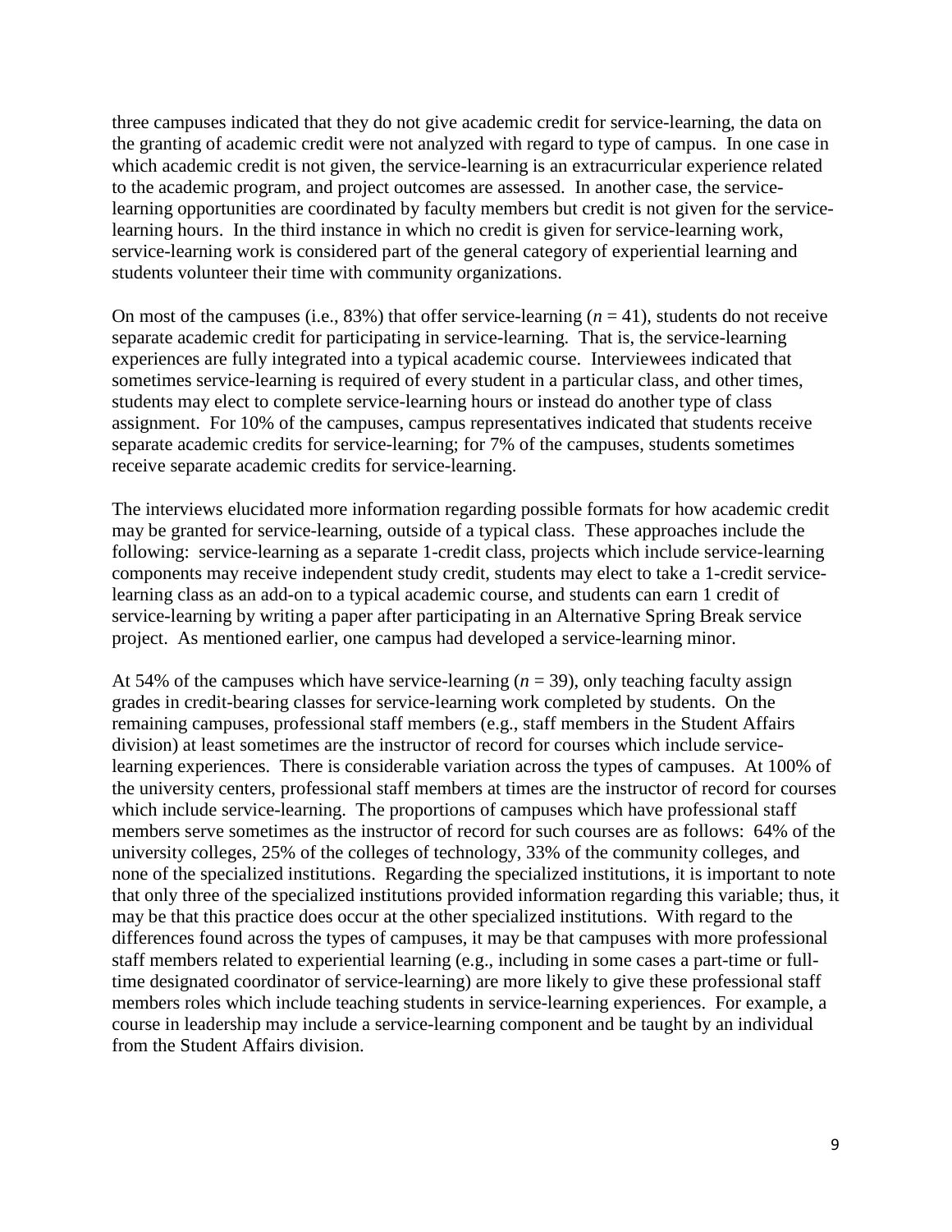three campuses indicated that they do not give academic credit for service-learning, the data on the granting of academic credit were not analyzed with regard to type of campus. In one case in which academic credit is not given, the service-learning is an extracurricular experience related to the academic program, and project outcomes are assessed. In another case, the service-learning opportunities are coordinated by faculty members but credit is not given for the service-learning hours. In the third instance in which no credit is given for service-learning work, service-learning work is considered part of the general category of experiential learning and students volunteer their time with community organizations.

On most of the campuses (i.e., 83%) that offer service-learning ($n = 41$), students do not receive separate academic credit for participating in service-learning. That is, the service-learning experiences are fully integrated into a typical academic course. Interviewees indicated that sometimes service-learning is required of every student in a particular class, and other times, students may elect to complete service-learning hours or instead do another type of class assignment. For 10% of the campuses, campus representatives indicated that students receive separate academic credits for service-learning; for 7% of the campuses, students sometimes receive separate academic credits for service-learning.

The interviews elucidated more information regarding possible formats for how academic credit may be granted for service-learning, outside of a typical class. These approaches include the following: service-learning as a separate 1-credit class, projects which include service-learning components may receive independent study credit, students may elect to take a 1-credit service-learning class as an add-on to a typical academic course, and students can earn 1 credit of service-learning by writing a paper after participating in an Alternative Spring Break service project. As mentioned earlier, one campus had developed a service-learning minor.

At 54% of the campuses which have service-learning ($n = 39$), only teaching faculty assign grades in credit-bearing classes for service-learning work completed by students. On the remaining campuses, professional staff members (e.g., staff members in the Student Affairs division) at least sometimes are the instructor of record for courses which include service-learning experiences. There is considerable variation across the types of campuses. At 100% of the university centers, professional staff members at times are the instructor of record for courses which include service-learning. The proportions of campuses which have professional staff members serve sometimes as the instructor of record for such courses are as follows: 64% of the university colleges, 25% of the colleges of technology, 33% of the community colleges, and none of the specialized institutions. Regarding the specialized institutions, it is important to note that only three of the specialized institutions provided information regarding this variable; thus, it may be that this practice does occur at the other specialized institutions. With regard to the differences found across the types of campuses, it may be that campuses with more professional staff members related to experiential learning (e.g., including in some cases a part-time or full-time designated coordinator of service-learning) are more likely to give these professional staff members roles which include teaching students in service-learning experiences. For example, a course in leadership may include a service-learning component and be taught by an individual from the Student Affairs division.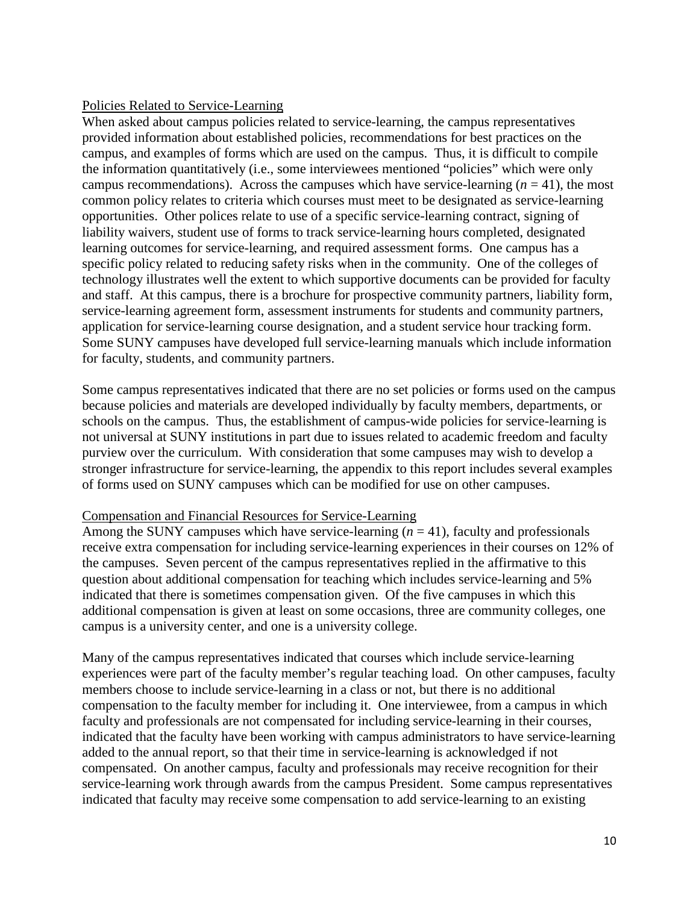Policies Related to Service-Learning

When asked about campus policies related to service-learning, the campus representatives provided information about established policies, recommendations for best practices on the campus, and examples of forms which are used on the campus. Thus, it is difficult to compile the information quantitatively (i.e., some interviewees mentioned "policies" which were only campus recommendations). Across the campuses which have service-learning ($n$ = 41), the most common policy relates to criteria which courses must meet to be designated as service-learning opportunities. Other polices relate to use of a specific service-learning contract, signing of liability waivers, student use of forms to track service-learning hours completed, designated learning outcomes for service-learning, and required assessment forms. One campus has a specific policy related to reducing safety risks when in the community. One of the colleges of technology illustrates well the extent to which supportive documents can be provided for faculty and staff. At this campus, there is a brochure for prospective community partners, liability form, service-learning agreement form, assessment instruments for students and community partners, application for service-learning course designation, and a student service hour tracking form. Some SUNY campuses have developed full service-learning manuals which include information for faculty, students, and community partners.

Some campus representatives indicated that there are no set policies or forms used on the campus because policies and materials are developed individually by faculty members, departments, or schools on the campus. Thus, the establishment of campus-wide policies for service-learning is not universal at SUNY institutions in part due to issues related to academic freedom and faculty purview over the curriculum. With consideration that some campuses may wish to develop a stronger infrastructure for service-learning, the appendix to this report includes several examples of forms used on SUNY campuses which can be modified for use on other campuses.

Compensation and Financial Resources for Service-Learning

Among the SUNY campuses which have service-learning ($n$ = 41), faculty and professionals receive extra compensation for including service-learning experiences in their courses on 12% of the campuses. Seven percent of the campus representatives replied in the affirmative to this question about additional compensation for teaching which includes service-learning and 5% indicated that there is sometimes compensation given. Of the five campuses in which this additional compensation is given at least on some occasions, three are community colleges, one campus is a university center, and one is a university college.

Many of the campus representatives indicated that courses which include service-learning experiences were part of the faculty member's regular teaching load. On other campuses, faculty members choose to include service-learning in a class or not, but there is no additional compensation to the faculty member for including it. One interviewee, from a campus in which faculty and professionals are not compensated for including service-learning in their courses, indicated that the faculty have been working with campus administrators to have service-learning added to the annual report, so that their time in service-learning is acknowledged if not compensated. On another campus, faculty and professionals may receive recognition for their service-learning work through awards from the campus President. Some campus representatives indicated that faculty may receive some compensation to add service-learning to an existing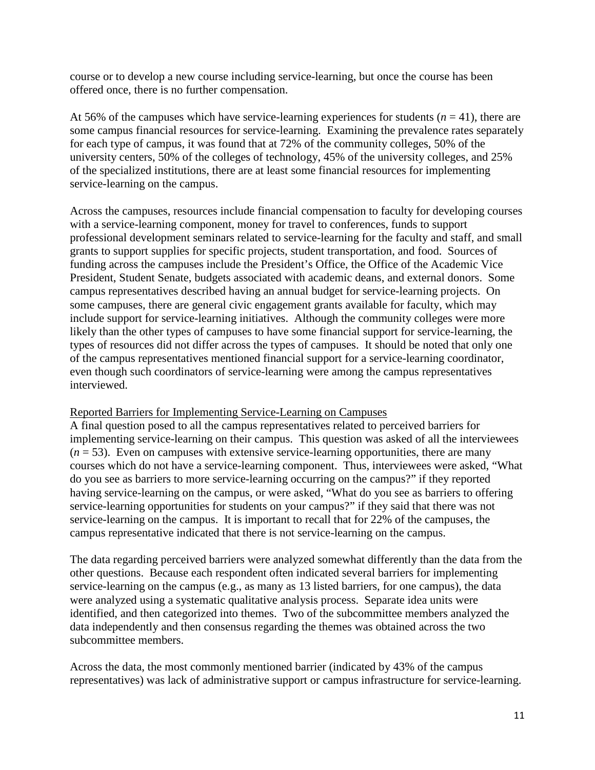course or to develop a new course including service-learning, but once the course has been offered once, there is no further compensation.

At 56% of the campuses which have service-learning experiences for students ($n$ = 41), there are some campus financial resources for service-learning. Examining the prevalence rates separately for each type of campus, it was found that at 72% of the community colleges, 50% of the university centers, 50% of the colleges of technology, 45% of the university colleges, and 25% of the specialized institutions, there are at least some financial resources for implementing service-learning on the campus.

Across the campuses, resources include financial compensation to faculty for developing courses with a service-learning component, money for travel to conferences, funds to support professional development seminars related to service-learning for the faculty and staff, and small grants to support supplies for specific projects, student transportation, and food. Sources of funding across the campuses include the President's Office, the Office of the Academic Vice President, Student Senate, budgets associated with academic deans, and external donors. Some campus representatives described having an annual budget for service-learning projects. On some campuses, there are general civic engagement grants available for faculty, which may include support for service-learning initiatives. Although the community colleges were more likely than the other types of campuses to have some financial support for service-learning, the types of resources did not differ across the types of campuses. It should be noted that only one of the campus representatives mentioned financial support for a service-learning coordinator, even though such coordinators of service-learning were among the campus representatives interviewed.

Reported Barriers for Implementing Service-Learning on Campuses

A final question posed to all the campus representatives related to perceived barriers for implementing service-learning on their campus. This question was asked of all the interviewees ($n$ = 53). Even on campuses with extensive service-learning opportunities, there are many courses which do not have a service-learning component. Thus, interviewees were asked, "What do you see as barriers to more service-learning occurring on the campus?" if they reported having service-learning on the campus, or were asked, "What do you see as barriers to offering service-learning opportunities for students on your campus?" if they said that there was not service-learning on the campus. It is important to recall that for 22% of the campuses, the campus representative indicated that there is not service-learning on the campus.

The data regarding perceived barriers were analyzed somewhat differently than the data from the other questions. Because each respondent often indicated several barriers for implementing service-learning on the campus (e.g., as many as 13 listed barriers, for one campus), the data were analyzed using a systematic qualitative analysis process. Separate idea units were identified, and then categorized into themes. Two of the subcommittee members analyzed the data independently and then consensus regarding the themes was obtained across the two subcommittee members.

Across the data, the most commonly mentioned barrier (indicated by 43% of the campus representatives) was lack of administrative support or campus infrastructure for service-learning.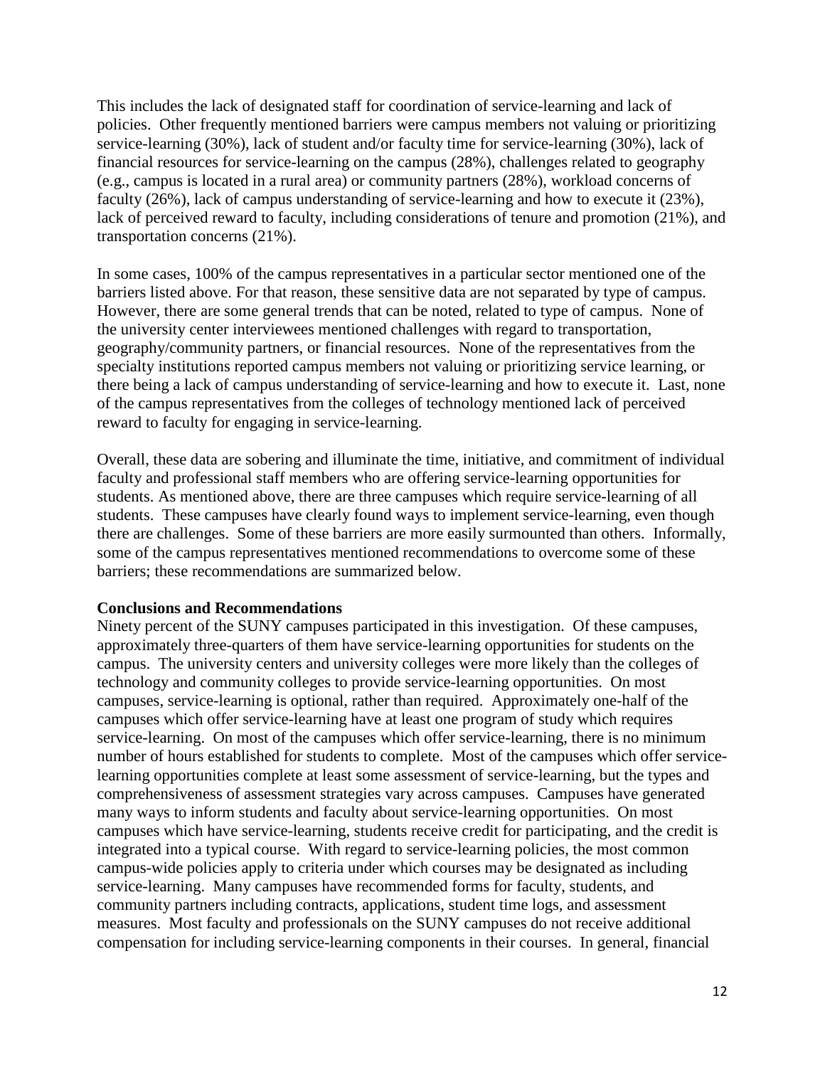This includes the lack of designated staff for coordination of service-learning and lack of policies. Other frequently mentioned barriers were campus members not valuing or prioritizing service-learning (30%), lack of student and/or faculty time for service-learning (30%), lack of financial resources for service-learning on the campus (28%), challenges related to geography (e.g., campus is located in a rural area) or community partners (28%), workload concerns of faculty (26%), lack of campus understanding of service-learning and how to execute it (23%), lack of perceived reward to faculty, including considerations of tenure and promotion (21%), and transportation concerns (21%).

In some cases, 100% of the campus representatives in a particular sector mentioned one of the barriers listed above. For that reason, these sensitive data are not separated by type of campus. However, there are some general trends that can be noted, related to type of campus. None of the university center interviewees mentioned challenges with regard to transportation, geography/community partners, or financial resources. None of the representatives from the specialty institutions reported campus members not valuing or prioritizing service learning, or there being a lack of campus understanding of service-learning and how to execute it. Last, none of the campus representatives from the colleges of technology mentioned lack of perceived reward to faculty for engaging in service-learning.

Overall, these data are sobering and illuminate the time, initiative, and commitment of individual faculty and professional staff members who are offering service-learning opportunities for students. As mentioned above, there are three campuses which require service-learning of all students. These campuses have clearly found ways to implement service-learning, even though there are challenges. Some of these barriers are more easily surmounted than others. Informally, some of the campus representatives mentioned recommendations to overcome some of these barriers; these recommendations are summarized below.

**Conclusions and Recommendations**

Ninety percent of the SUNY campuses participated in this investigation. Of these campuses, approximately three-quarters of them have service-learning opportunities for students on the campus. The university centers and university colleges were more likely than the colleges of technology and community colleges to provide service-learning opportunities. On most campuses, service-learning is optional, rather than required. Approximately one-half of the campuses which offer service-learning have at least one program of study which requires service-learning. On most of the campuses which offer service-learning, there is no minimum number of hours established for students to complete. Most of the campuses which offer service-learning opportunities complete at least some assessment of service-learning, but the types and comprehensiveness of assessment strategies vary across campuses. Campuses have generated many ways to inform students and faculty about service-learning opportunities. On most campuses which have service-learning, students receive credit for participating, and the credit is integrated into a typical course. With regard to service-learning policies, the most common campus-wide policies apply to criteria under which courses may be designated as including service-learning. Many campuses have recommended forms for faculty, students, and community partners including contracts, applications, student time logs, and assessment measures. Most faculty and professionals on the SUNY campuses do not receive additional compensation for including service-learning components in their courses. In general, financial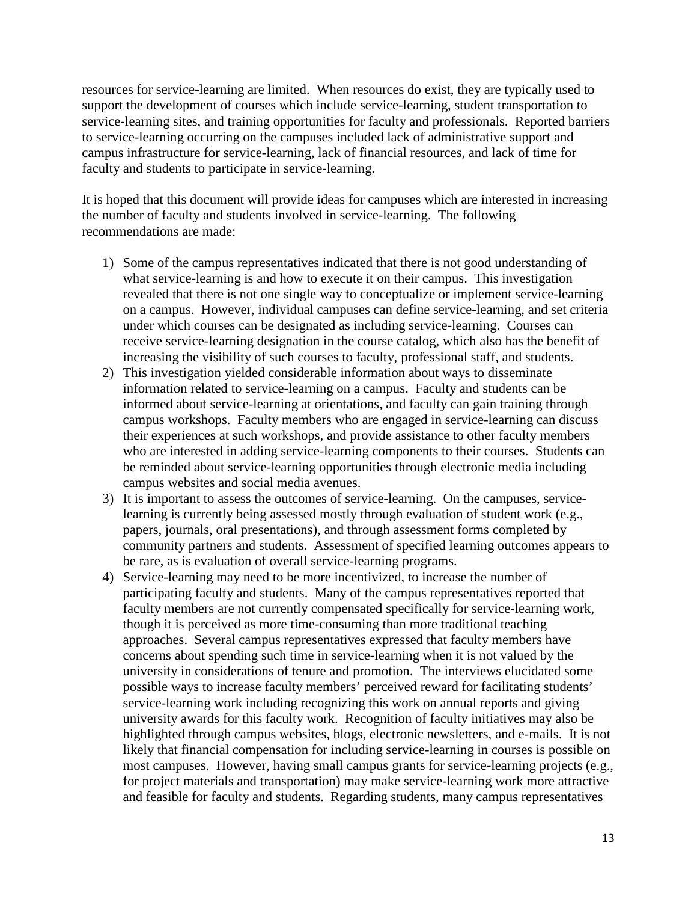resources for service-learning are limited. When resources do exist, they are typically used to support the development of courses which include service-learning, student transportation to service-learning sites, and training opportunities for faculty and professionals. Reported barriers to service-learning occurring on the campuses included lack of administrative support and campus infrastructure for service-learning, lack of financial resources, and lack of time for faculty and students to participate in service-learning.

It is hoped that this document will provide ideas for campuses which are interested in increasing the number of faculty and students involved in service-learning. The following recommendations are made:

1) Some of the campus representatives indicated that there is not good understanding of what service-learning is and how to execute it on their campus. This investigation revealed that there is not one single way to conceptualize or implement service-learning on a campus. However, individual campuses can define service-learning, and set criteria under which courses can be designated as including service-learning. Courses can receive service-learning designation in the course catalog, which also has the benefit of increasing the visibility of such courses to faculty, professional staff, and students.
2) This investigation yielded considerable information about ways to disseminate information related to service-learning on a campus. Faculty and students can be informed about service-learning at orientations, and faculty can gain training through campus workshops. Faculty members who are engaged in service-learning can discuss their experiences at such workshops, and provide assistance to other faculty members who are interested in adding service-learning components to their courses. Students can be reminded about service-learning opportunities through electronic media including campus websites and social media avenues.
3) It is important to assess the outcomes of service-learning. On the campuses, service-learning is currently being assessed mostly through evaluation of student work (e.g., papers, journals, oral presentations), and through assessment forms completed by community partners and students. Assessment of specified learning outcomes appears to be rare, as is evaluation of overall service-learning programs.
4) Service-learning may need to be more incentivized, to increase the number of participating faculty and students. Many of the campus representatives reported that faculty members are not currently compensated specifically for service-learning work, though it is perceived as more time-consuming than more traditional teaching approaches. Several campus representatives expressed that faculty members have concerns about spending such time in service-learning when it is not valued by the university in considerations of tenure and promotion. The interviews elucidated some possible ways to increase faculty members' perceived reward for facilitating students' service-learning work including recognizing this work on annual reports and giving university awards for this faculty work. Recognition of faculty initiatives may also be highlighted through campus websites, blogs, electronic newsletters, and e-mails. It is not likely that financial compensation for including service-learning in courses is possible on most campuses. However, having small campus grants for service-learning projects (e.g., for project materials and transportation) may make service-learning work more attractive and feasible for faculty and students. Regarding students, many campus representatives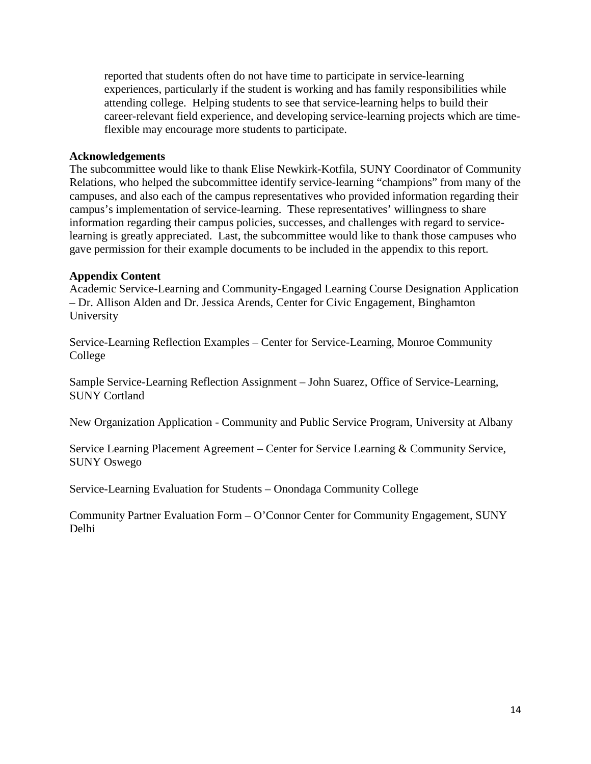reported that students often do not have time to participate in service-learning experiences, particularly if the student is working and has family responsibilities while attending college. Helping students to see that service-learning helps to build their career-relevant field experience, and developing service-learning projects which are time-flexible may encourage more students to participate.

**Acknowledgements**

The subcommittee would like to thank Elise Newkirk-Kotfila, SUNY Coordinator of Community Relations, who helped the subcommittee identify service-learning "champions" from many of the campuses, and also each of the campus representatives who provided information regarding their campus's implementation of service-learning. These representatives' willingness to share information regarding their campus policies, successes, and challenges with regard to service-learning is greatly appreciated. Last, the subcommittee would like to thank those campuses who gave permission for their example documents to be included in the appendix to this report.

**Appendix Content**

Academic Service-Learning and Community-Engaged Learning Course Designation Application – Dr. Allison Alden and Dr. Jessica Arends, Center for Civic Engagement, Binghamton University

Service-Learning Reflection Examples – Center for Service-Learning, Monroe Community College

Sample Service-Learning Reflection Assignment – John Suarez, Office of Service-Learning, SUNY Cortland

New Organization Application - Community and Public Service Program, University at Albany

Service Learning Placement Agreement – Center for Service Learning & Community Service, SUNY Oswego

Service-Learning Evaluation for Students – Onondaga Community College

Community Partner Evaluation Form – O'Connor Center for Community Engagement, SUNY Delhi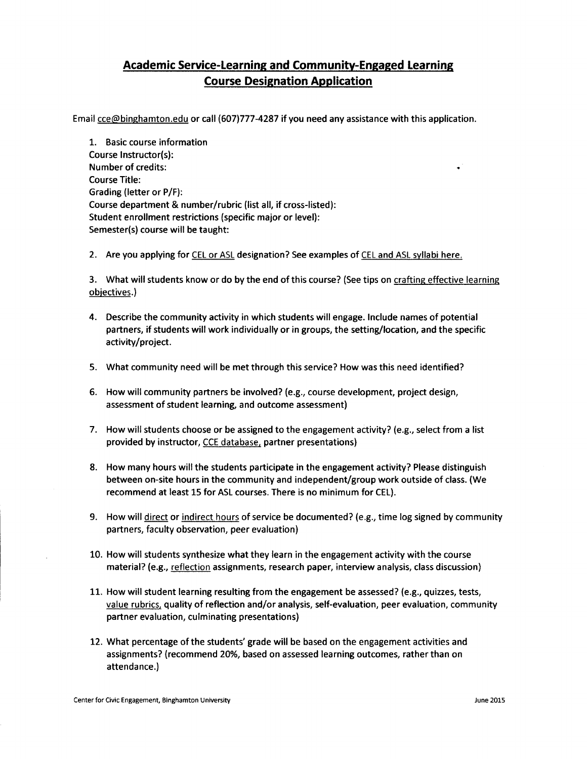# Academic Service-Learning and Community-Engaged Learning Course Designation Application

Email cce@binghamton.edu or call (607)777-4287 if you need any assistance with this application.

1. Basic course information
   Course Instructor(s):
   Number of credits:
   Course Title:
   Grading (letter or P/F):
   Course department & number/rubric (list all, if cross-listed):
   Student enrollment restrictions (specific major or level):
   Semester(s) course will be taught:

2. Are you applying for CEL or ASL designation? See examples of CEL and ASL syllabi here.

3. What will students know or do by the end of this course? (See tips on crafting effective learning objectives.)

4. Describe the community activity in which students will engage. Include names of potential partners, if students will work individually or in groups, the setting/location, and the specific activity/project.

5. What community need will be met through this service? How was this need identified?

6. How will community partners be involved? (e.g., course development, project design, assessment of student learning, and outcome assessment)

7. How will students choose or be assigned to the engagement activity? (e.g., select from a list provided by instructor, CCE database, partner presentations)

8. How many hours will the students participate in the engagement activity? Please distinguish between on-site hours in the community and independent/group work outside of class. (We recommend at least 15 for ASL courses. There is no minimum for CEL).

9. How will direct or indirect hours of service be documented? (e.g., time log signed by community partners, faculty observation, peer evaluation)

10. How will students synthesize what they learn in the engagement activity with the course material? (e.g., reflection assignments, research paper, interview analysis, class discussion)

11. How will student learning resulting from the engagement be assessed? (e.g., quizzes, tests, value rubrics, quality of reflection and/or analysis, self-evaluation, peer evaluation, community partner evaluation, culminating presentations)

12. What percentage of the students' grade will be based on the engagement activities and assignments? (recommend 20%, based on assessed learning outcomes, rather than on attendance.)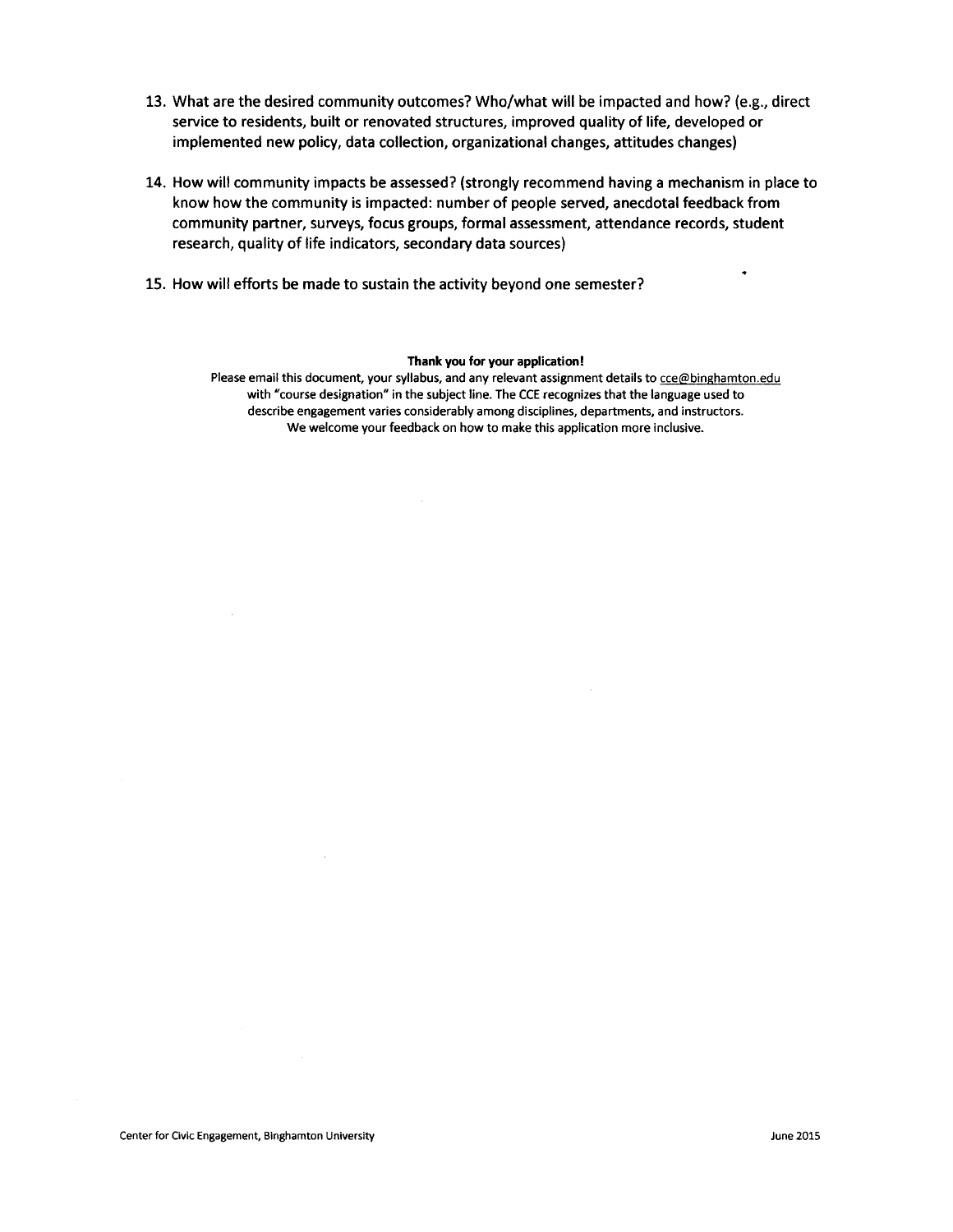13. **What are the desired community outcomes? Who/what will be impacted and how? (e.g., direct service to residents, built or renovated structures, improved quality of life, developed or implemented new policy, data collection, organizational changes, attitudes changes)**

14. **How will community impacts be assessed? (strongly recommend having a mechanism in place to know how the community is impacted: number of people served, anecdotal feedback from community partner, surveys, focus groups, formal assessment, attendance records, student research, quality of life indicators, secondary data sources)**

15. **How will efforts be made to sustain the activity beyond one semester?**

**Thank you for your application!**

Please email this document, your syllabus, and any relevant assignment details to cce@binghamton.edu with "course designation" in the subject line. The CCE recognizes that the language used to describe engagement varies considerably among disciplines, departments, and instructors. We welcome your feedback on how to make this application more inclusive.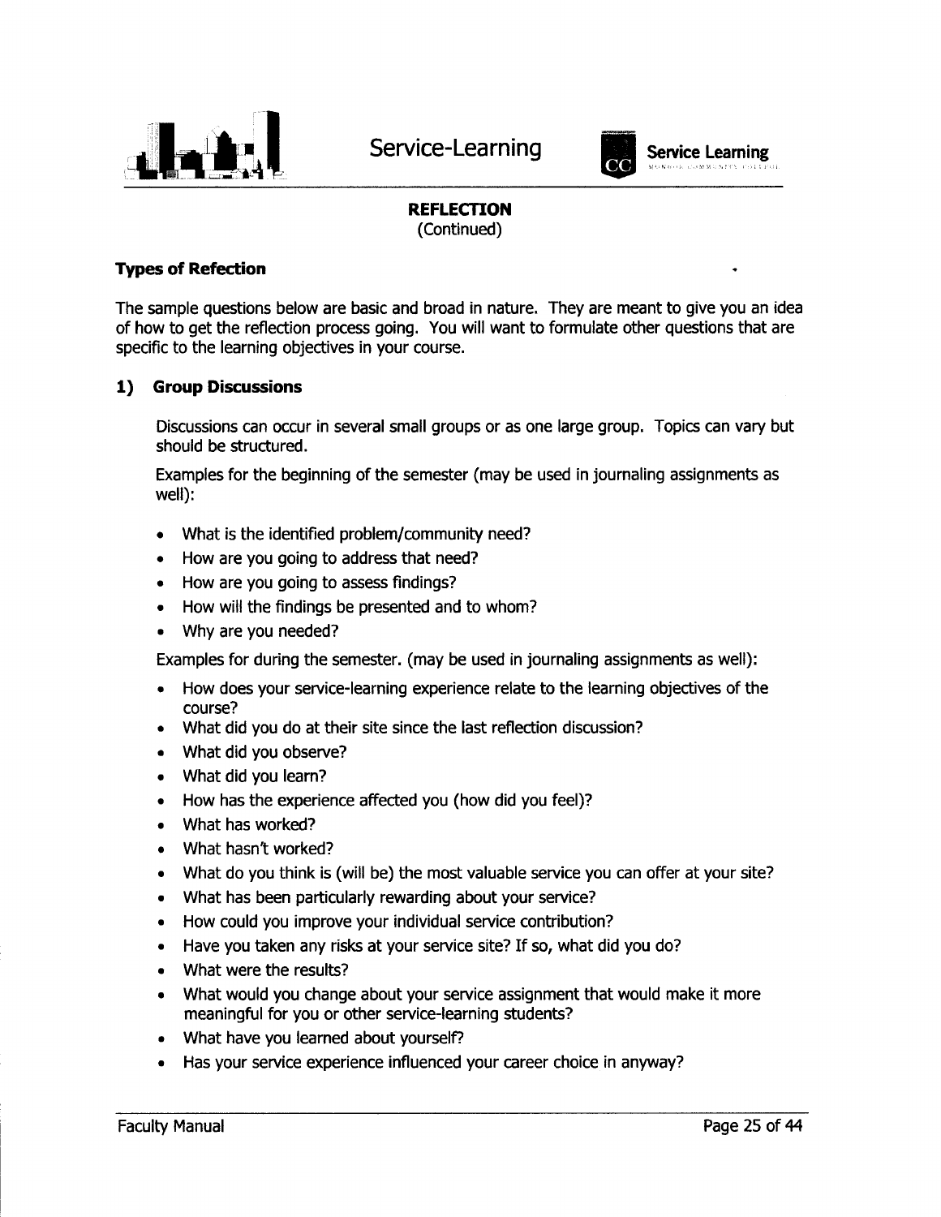**REFLECTION**
(Continued)

### Types of Refection

The sample questions below are basic and broad in nature. They are meant to give you an idea of how to get the reflection process going. You will want to formulate other questions that are specific to the learning objectives in your course.

### 1) Group Discussions

Discussions can occur in several small groups or as one large group. Topics can vary but should be structured.

Examples for the beginning of the semester (may be used in journaling assignments as well):

- What is the identified problem/community need?
- How are you going to address that need?
- How are you going to assess findings?
- How will the findings be presented and to whom?
- Why are you needed?

Examples for during the semester. (may be used in journaling assignments as well):

- How does your service-learning experience relate to the learning objectives of the course?
- What did you do at their site since the last reflection discussion?
- What did you observe?
- What did you learn?
- How has the experience affected you (how did you feel)?
- What has worked?
- What hasn't worked?
- What do you think is (will be) the most valuable service you can offer at your site?
- What has been particularly rewarding about your service?
- How could you improve your individual service contribution?
- Have you taken any risks at your service site? If so, what did you do?
- What were the results?
- What would you change about your service assignment that would make it more meaningful for you or other service-learning students?
- What have you learned about yourself?
- Has your service experience influenced your career choice in anyway?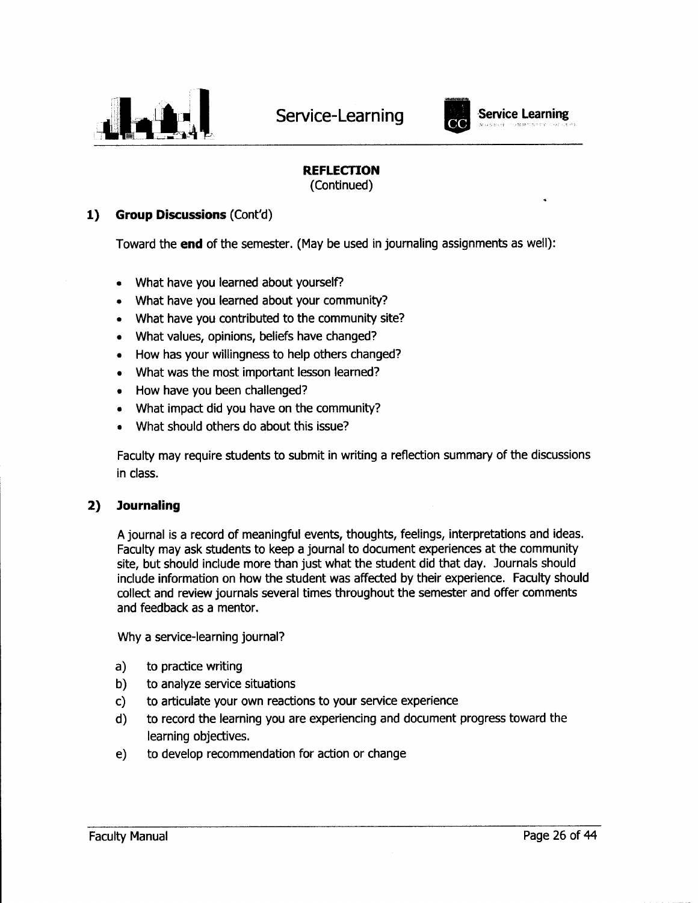## REFLECTION
(Continued)

### 1) Group Discussions (Cont'd)

Toward the **end** of the semester. (May be used in journaling assignments as well):

- What have you learned about yourself?
- What have you learned about your community?
- What have you contributed to the community site?
- What values, opinions, beliefs have changed?
- How has your willingness to help others changed?
- What was the most important lesson learned?
- How have you been challenged?
- What impact did you have on the community?
- What should others do about this issue?

Faculty may require students to submit in writing a reflection summary of the discussions in class.

### 2) Journaling

A journal is a record of meaningful events, thoughts, feelings, interpretations and ideas. Faculty may ask students to keep a journal to document experiences at the community site, but should include more than just what the student did that day. Journals should include information on how the student was affected by their experience. Faculty should collect and review journals several times throughout the semester and offer comments and feedback as a mentor.

Why a service-learning journal?

a) to practice writing
b) to analyze service situations
c) to articulate your own reactions to your service experience
d) to record the learning you are experiencing and document progress toward the learning objectives.
e) to develop recommendation for action or change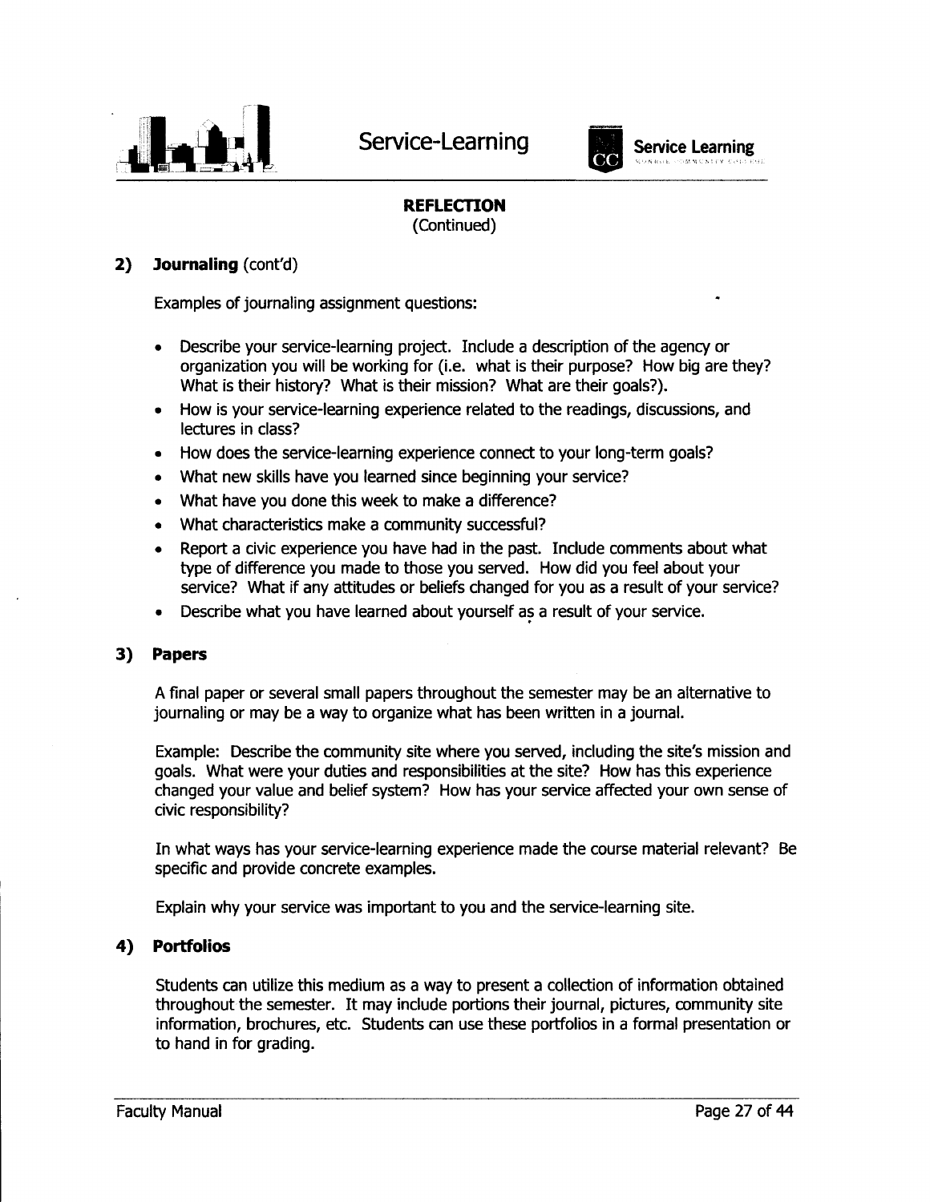## REFLECTION
(Continued)

### 2) Journaling (cont'd)

Examples of journaling assignment questions:

- Describe your service-learning project. Include a description of the agency or organization you will be working for (i.e. what is their purpose? How big are they? What is their history? What is their mission? What are their goals?).
- How is your service-learning experience related to the readings, discussions, and lectures in class?
- How does the service-learning experience connect to your long-term goals?
- What new skills have you learned since beginning your service?
- What have you done this week to make a difference?
- What characteristics make a community successful?
- Report a civic experience you have had in the past. Include comments about what type of difference you made to those you served. How did you feel about your service? What if any attitudes or beliefs changed for you as a result of your service?
- Describe what you have learned about yourself as a result of your service.

### 3) Papers

A final paper or several small papers throughout the semester may be an alternative to journaling or may be a way to organize what has been written in a journal.

Example: Describe the community site where you served, including the site's mission and goals. What were your duties and responsibilities at the site? How has this experience changed your value and belief system? How has your service affected your own sense of civic responsibility?

In what ways has your service-learning experience made the course material relevant? Be specific and provide concrete examples.

Explain why your service was important to you and the service-learning site.

### 4) Portfolios

Students can utilize this medium as a way to present a collection of information obtained throughout the semester. It may include portions their journal, pictures, community site information, brochures, etc. Students can use these portfolios in a formal presentation or to hand in for grading.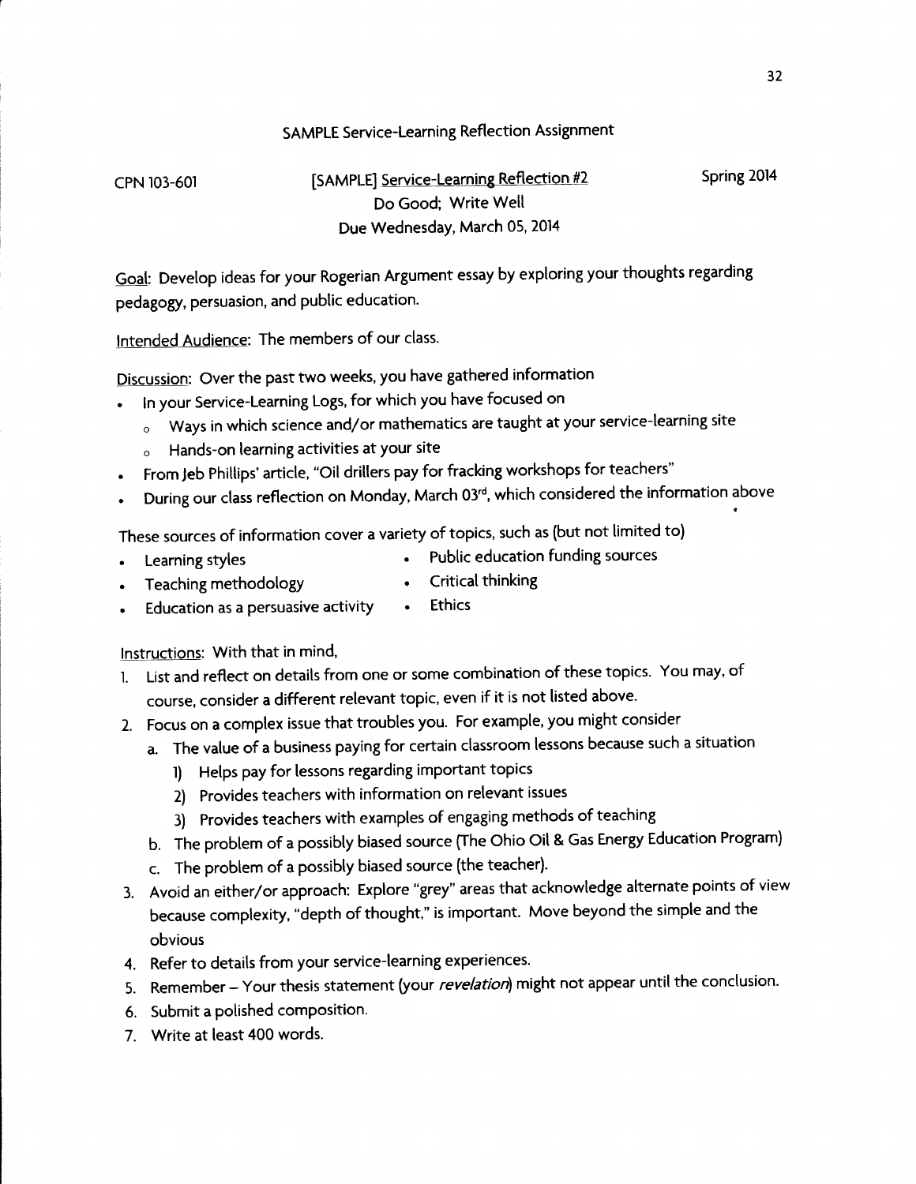## SAMPLE Service-Learning Reflection Assignment

CPN 103-601 — [SAMPLE] Service-Learning Reflection #2 — Spring 2014

Do Good; Write Well

Due Wednesday, March 05, 2014

Goal: Develop ideas for your Rogerian Argument essay by exploring your thoughts regarding pedagogy, persuasion, and public education.

Intended Audience: The members of our class.

Discussion: Over the past two weeks, you have gathered information

- In your Service-Learning Logs, for which you have focused on
  - Ways in which science and/or mathematics are taught at your service-learning site
  - Hands-on learning activities at your site
- From Jeb Phillips' article, "Oil drillers pay for fracking workshops for teachers"
- During our class reflection on Monday, March 03rd, which considered the information above

These sources of information cover a variety of topics, such as (but not limited to)

- Learning styles
- Teaching methodology
- Education as a persuasive activity
- Public education funding sources
- Critical thinking
- Ethics

Instructions: With that in mind,

1. List and reflect on details from one or some combination of these topics. You may, of course, consider a different relevant topic, even if it is not listed above.
2. Focus on a complex issue that troubles you. For example, you might consider
   a. The value of a business paying for certain classroom lessons because such a situation
      1) Helps pay for lessons regarding important topics
      2) Provides teachers with information on relevant issues
      3) Provides teachers with examples of engaging methods of teaching
   b. The problem of a possibly biased source (The Ohio Oil & Gas Energy Education Program)
   c. The problem of a possibly biased source (the teacher).
3. Avoid an either/or approach: Explore "grey" areas that acknowledge alternate points of view because complexity, "depth of thought," is important. Move beyond the simple and the obvious
4. Refer to details from your service-learning experiences.
5. Remember – Your thesis statement (your *revelation*) might not appear until the conclusion.
6. Submit a polished composition.
7. Write at least 400 words.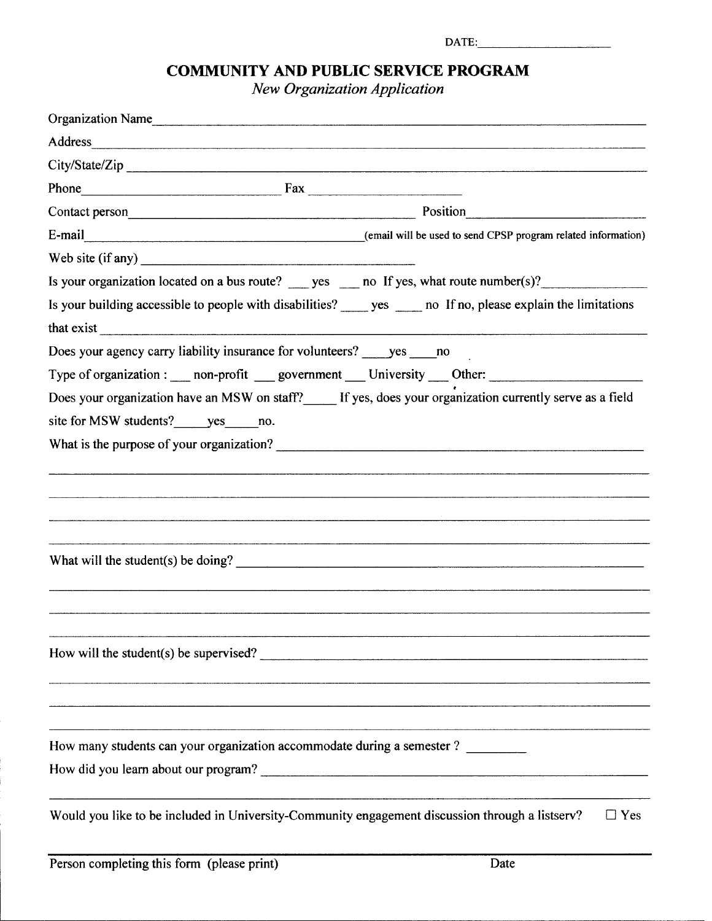DATE:____________________

# COMMUNITY AND PUBLIC SERVICE PROGRAM

*New Organization Application*

Organization Name_______________________________________________

Address_______________________________________________

City/State/Zip _______________________________________________

Phone_________________________ Fax ____________________

Contact person___________________________________ Position______________________

E-mail___________________________________(email will be used to send CPSP program related information)

Web site (if any) ___________________________________

Is your organization located on a bus route? ___ yes ___ no If yes, what route number(s)?______________

Is your building accessible to people with disabilities? ____ yes ____ no If no, please explain the limitations that exist _______________________________________________

Does your agency carry liability insurance for volunteers? ____yes ____no

Type of organization : ___ non-profit ___ government ___ University ___ Other: ____________________

Does your organization have an MSW on staff?_____ If yes, does your organization currently serve as a field site for MSW students?_____yes_____no.

What is the purpose of your organization? _______________________________________________

_______________________________________________

_______________________________________________

_______________________________________________

_______________________________________________

What will the student(s) be doing? _______________________________________________

_______________________________________________

_______________________________________________

_______________________________________________

How will the student(s) be supervised? _______________________________________________

_______________________________________________

_______________________________________________

_______________________________________________

How many students can your organization accommodate during a semester ? ________

How did you learn about our program? _______________________________________________

_______________________________________________

Would you like to be included in University-Community engagement discussion through a listserv? ☐ Yes

_______________________________________________

Person completing this form (please print) Date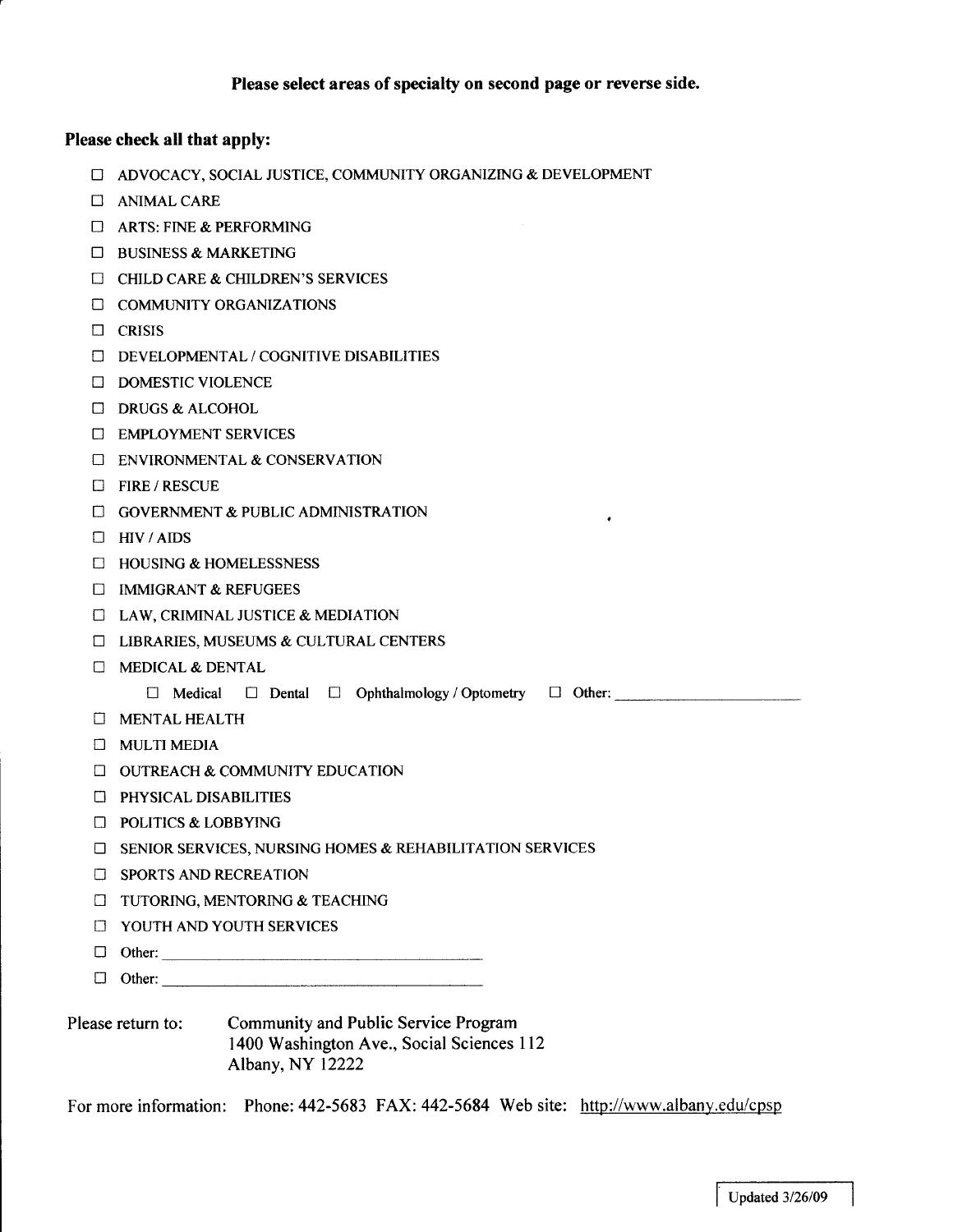**Please select areas of specialty on second page or reverse side.**

**Please check all that apply:**

- ☐ ADVOCACY, SOCIAL JUSTICE, COMMUNITY ORGANIZING & DEVELOPMENT
- ☐ ANIMAL CARE
- ☐ ARTS: FINE & PERFORMING
- ☐ BUSINESS & MARKETING
- ☐ CHILD CARE & CHILDREN'S SERVICES
- ☐ COMMUNITY ORGANIZATIONS
- ☐ CRISIS
- ☐ DEVELOPMENTAL / COGNITIVE DISABILITIES
- ☐ DOMESTIC VIOLENCE
- ☐ DRUGS & ALCOHOL
- ☐ EMPLOYMENT SERVICES
- ☐ ENVIRONMENTAL & CONSERVATION
- ☐ FIRE / RESCUE
- ☐ GOVERNMENT & PUBLIC ADMINISTRATION
- ☐ HIV / AIDS
- ☐ HOUSING & HOMELESSNESS
- ☐ IMMIGRANT & REFUGEES
- ☐ LAW, CRIMINAL JUSTICE & MEDIATION
- ☐ LIBRARIES, MUSEUMS & CULTURAL CENTERS
- ☐ MEDICAL & DENTAL
  - ☐ Medical ☐ Dental ☐ Ophthalmology / Optometry ☐ Other: ______________________
- ☐ MENTAL HEALTH
- ☐ MULTI MEDIA
- ☐ OUTREACH & COMMUNITY EDUCATION
- ☐ PHYSICAL DISABILITIES
- ☐ POLITICS & LOBBYING
- ☐ SENIOR SERVICES, NURSING HOMES & REHABILITATION SERVICES
- ☐ SPORTS AND RECREATION
- ☐ TUTORING, MENTORING & TEACHING
- ☐ YOUTH AND YOUTH SERVICES
- ☐ Other: ______________________________________
- ☐ Other: ______________________________________

Please return to: Community and Public Service Program
1400 Washington Ave., Social Sciences 112
Albany, NY 12222

For more information: Phone: 442-5683 FAX: 442-5684 Web site: http://www.albany.edu/cpsp

Updated 3/26/09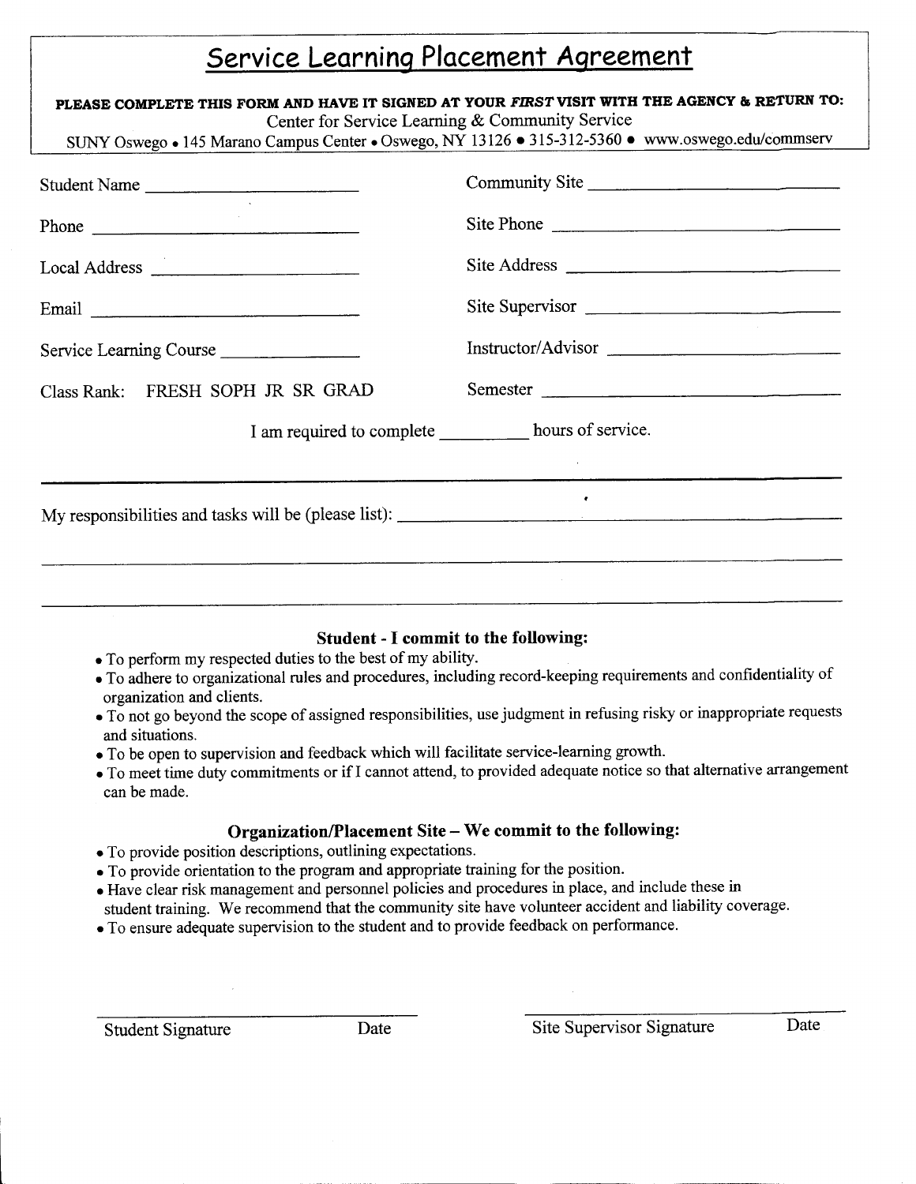# Service Learning Placement Agreement

**PLEASE COMPLETE THIS FORM AND HAVE IT SIGNED AT YOUR *FIRST* VISIT WITH THE AGENCY & RETURN TO:**
Center for Service Learning & Community Service
SUNY Oswego • 145 Marano Campus Center • Oswego, NY 13126 • 315-312-5360 • www.oswego.edu/commserv

Student Name ________________________

Phone ________________________

Local Address ________________________

Email ________________________

Service Learning Course ________________

Class Rank: FRESH SOPH JR SR GRAD

Community Site ________________________

Site Phone ________________________

Site Address ________________________

Site Supervisor ________________________

Instructor/Advisor ________________________

Semester ________________________

I am required to complete __________ hours of service.

---

My responsibilities and tasks will be (please list): ________________________________________

________________________________________________________________________

________________________________________________________________________

### Student - I commit to the following:

- To perform my respected duties to the best of my ability.
- To adhere to organizational rules and procedures, including record-keeping requirements and confidentiality of organization and clients.
- To not go beyond the scope of assigned responsibilities, use judgment in refusing risky or inappropriate requests and situations.
- To be open to supervision and feedback which will facilitate service-learning growth.
- To meet time duty commitments or if I cannot attend, to provided adequate notice so that alternative arrangement can be made.

### Organization/Placement Site – We commit to the following:

- To provide position descriptions, outlining expectations.
- To provide orientation to the program and appropriate training for the position.
- Have clear risk management and personnel policies and procedures in place, and include these in student training. We recommend that the community site have volunteer accident and liability coverage.
- To ensure adequate supervision to the student and to provide feedback on performance.

________________________________ &nbsp;&nbsp;&nbsp;&nbsp; ________________________________

Student Signature &nbsp;&nbsp;&nbsp;&nbsp; Date &nbsp;&nbsp;&nbsp;&nbsp; Site Supervisor Signature &nbsp;&nbsp;&nbsp;&nbsp; Date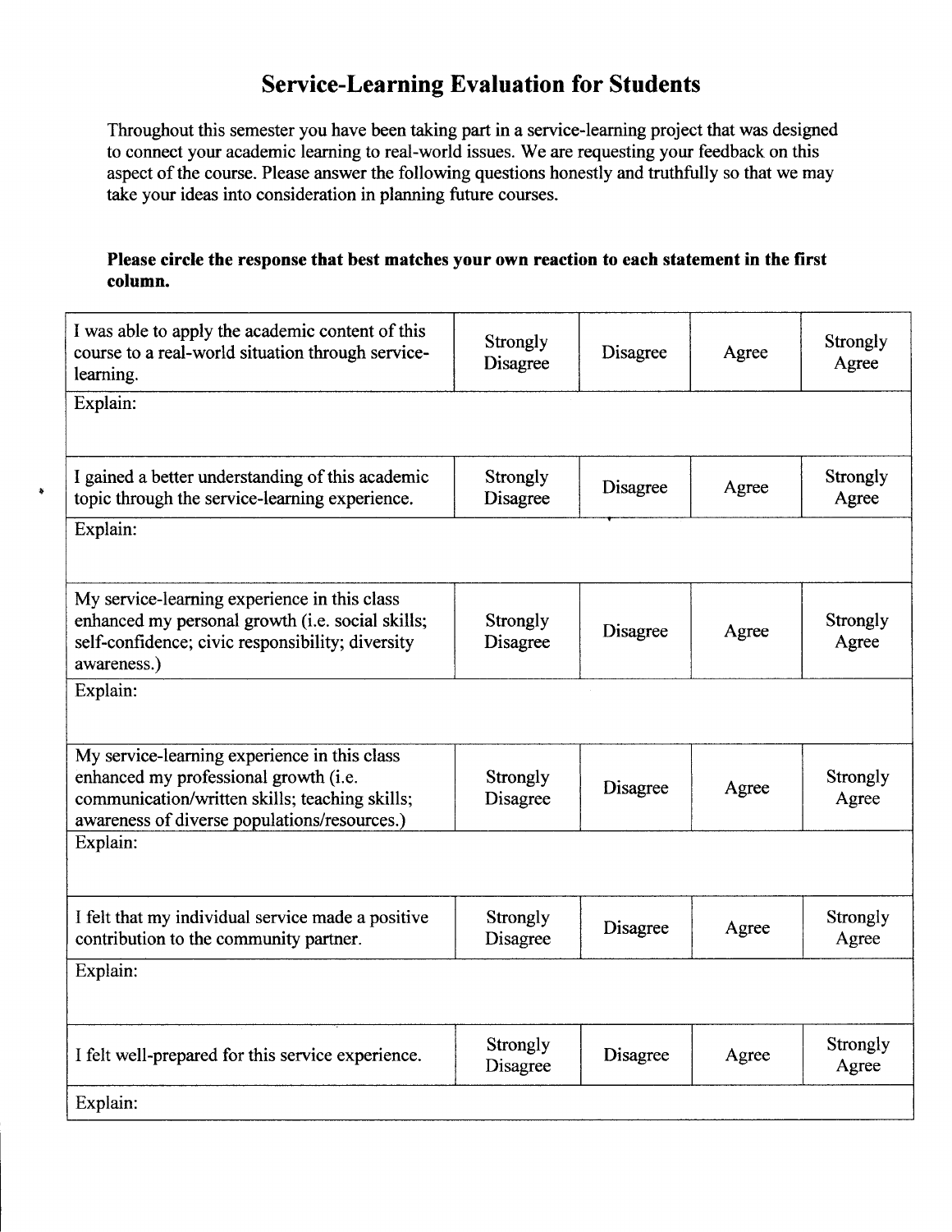# Service-Learning Evaluation for Students

Throughout this semester you have been taking part in a service-learning project that was designed to connect your academic learning to real-world issues. We are requesting your feedback on this aspect of the course. Please answer the following questions honestly and truthfully so that we may take your ideas into consideration in planning future courses.

**Please circle the response that best matches your own reaction to each statement in the first column.**

| Statement | | | | |
|---|---|---|---|---|
| I was able to apply the academic content of this course to a real-world situation through service-learning. | Strongly Disagree | Disagree | Agree | Strongly Agree |
| Explain: | | | | |
| I gained a better understanding of this academic topic through the service-learning experience. | Strongly Disagree | Disagree | Agree | Strongly Agree |
| Explain: | | | | |
| My service-learning experience in this class enhanced my personal growth (i.e. social skills; self-confidence; civic responsibility; diversity awareness.) | Strongly Disagree | Disagree | Agree | Strongly Agree |
| Explain: | | | | |
| My service-learning experience in this class enhanced my professional growth (i.e. communication/written skills; teaching skills; awareness of diverse populations/resources.) | Strongly Disagree | Disagree | Agree | Strongly Agree |
| Explain: | | | | |
| I felt that my individual service made a positive contribution to the community partner. | Strongly Disagree | Disagree | Agree | Strongly Agree |
| Explain: | | | | |
| I felt well-prepared for this service experience. | Strongly Disagree | Disagree | Agree | Strongly Agree |
| Explain: | | | | |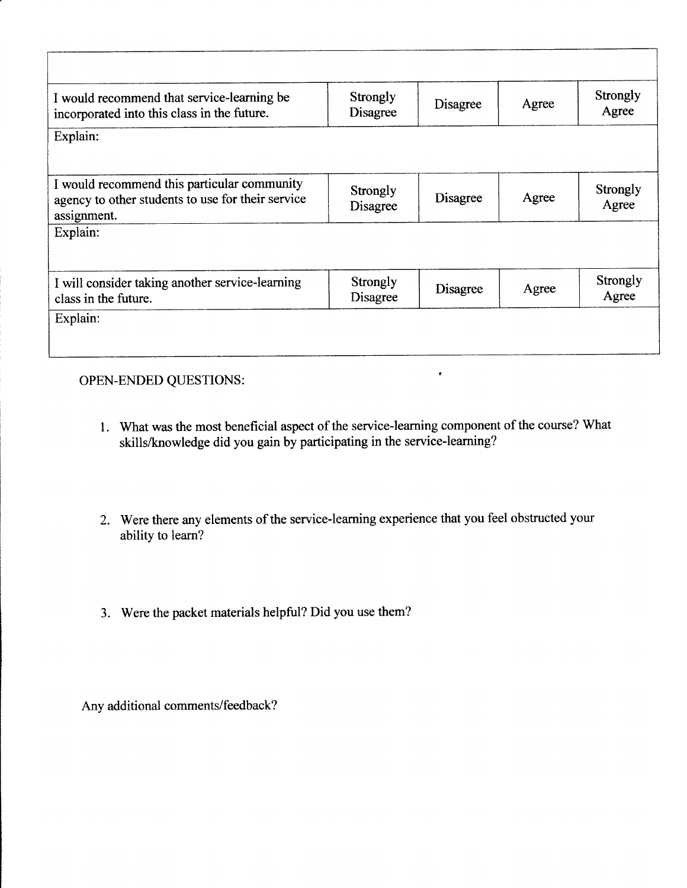| | | | | |
|---|---|---|---|---|
| I would recommend that service-learning be incorporated into this class in the future. | Strongly Disagree | Disagree | Agree | Strongly Agree |
| Explain: | | | | |
| I would recommend this particular community agency to other students to use for their service assignment. | Strongly Disagree | Disagree | Agree | Strongly Agree |
| Explain: | | | | |
| I will consider taking another service-learning class in the future. | Strongly Disagree | Disagree | Agree | Strongly Agree |
| Explain: | | | | |

OPEN-ENDED QUESTIONS:

1. What was the most beneficial aspect of the service-learning component of the course? What skills/knowledge did you gain by participating in the service-learning?

2. Were there any elements of the service-learning experience that you feel obstructed your ability to learn?

3. Were the packet materials helpful? Did you use them?

Any additional comments/feedback?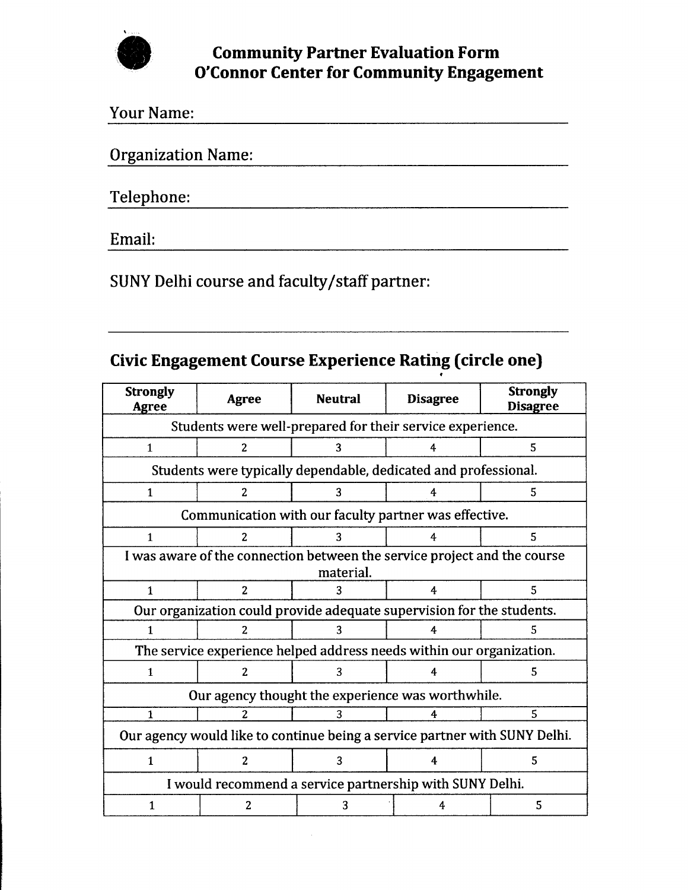# Community Partner Evaluation Form
# O'Connor Center for Community Engagement

Your Name: ______________________________

Organization Name: ______________________________

Telephone: ______________________________

Email: ______________________________

SUNY Delhi course and faculty/staff partner:

______________________________

## Civic Engagement Course Experience Rating (circle one)

| Strongly Agree | Agree | Neutral | Disagree | Strongly Disagree |
|---|---|---|---|---|
| Students were well-prepared for their service experience. | | | | |
| 1 | 2 | 3 | 4 | 5 |
| Students were typically dependable, dedicated and professional. | | | | |
| 1 | 2 | 3 | 4 | 5 |
| Communication with our faculty partner was effective. | | | | |
| 1 | 2 | 3 | 4 | 5 |
| I was aware of the connection between the service project and the course material. | | | | |
| 1 | 2 | 3 | 4 | 5 |
| Our organization could provide adequate supervision for the students. | | | | |
| 1 | 2 | 3 | 4 | 5 |
| The service experience helped address needs within our organization. | | | | |
| 1 | 2 | 3 | 4 | 5 |
| Our agency thought the experience was worthwhile. | | | | |
| 1 | 2 | 3 | 4 | 5 |
| Our agency would like to continue being a service partner with SUNY Delhi. | | | | |
| 1 | 2 | 3 | 4 | 5 |
| I would recommend a service partnership with SUNY Delhi. | | | | |
| 1 | 2 | 3 | 4 | 5 |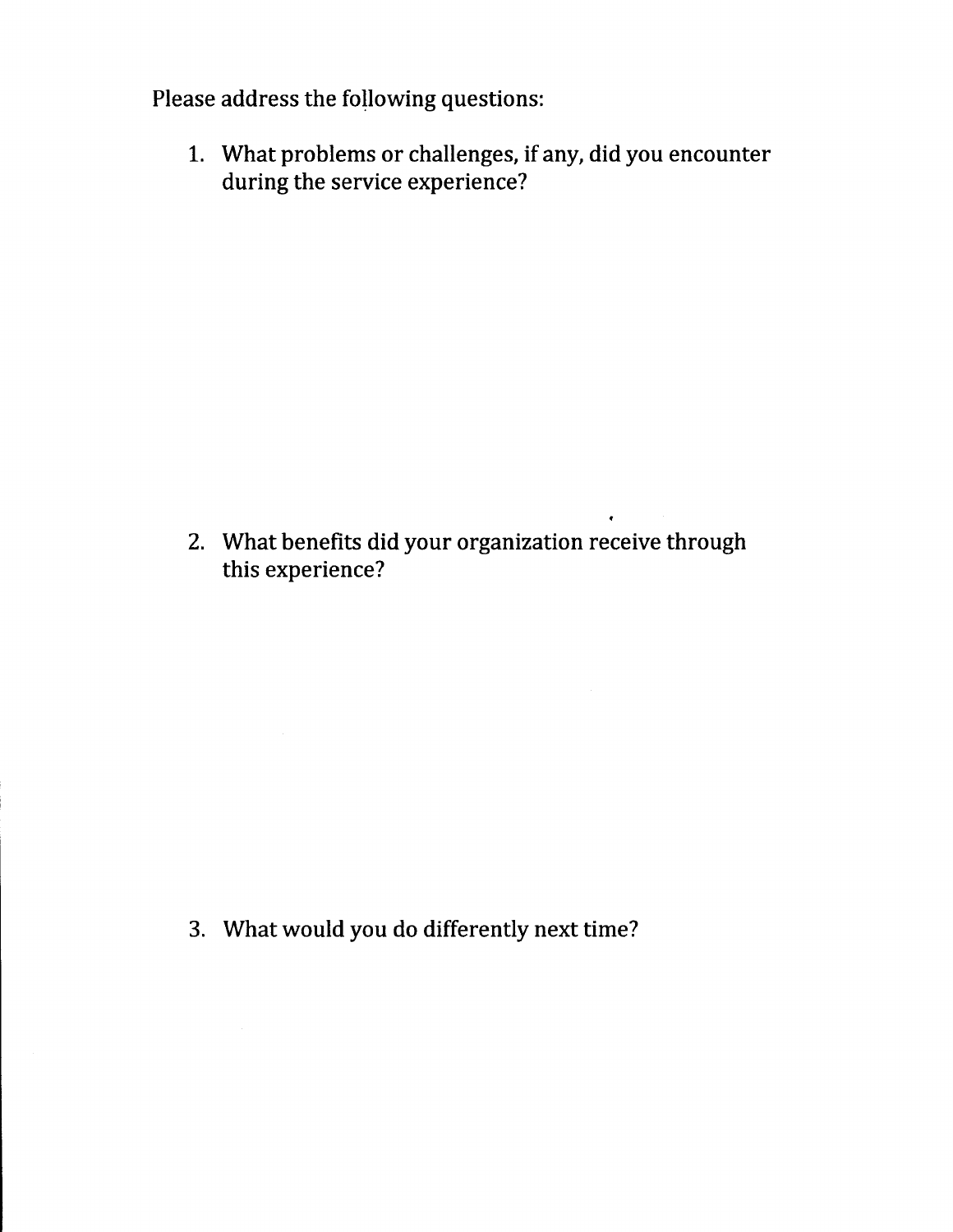Please address the following questions:

1. What problems or challenges, if any, did you encounter during the service experience?

2. What benefits did your organization receive through this experience?

3. What would you do differently next time?